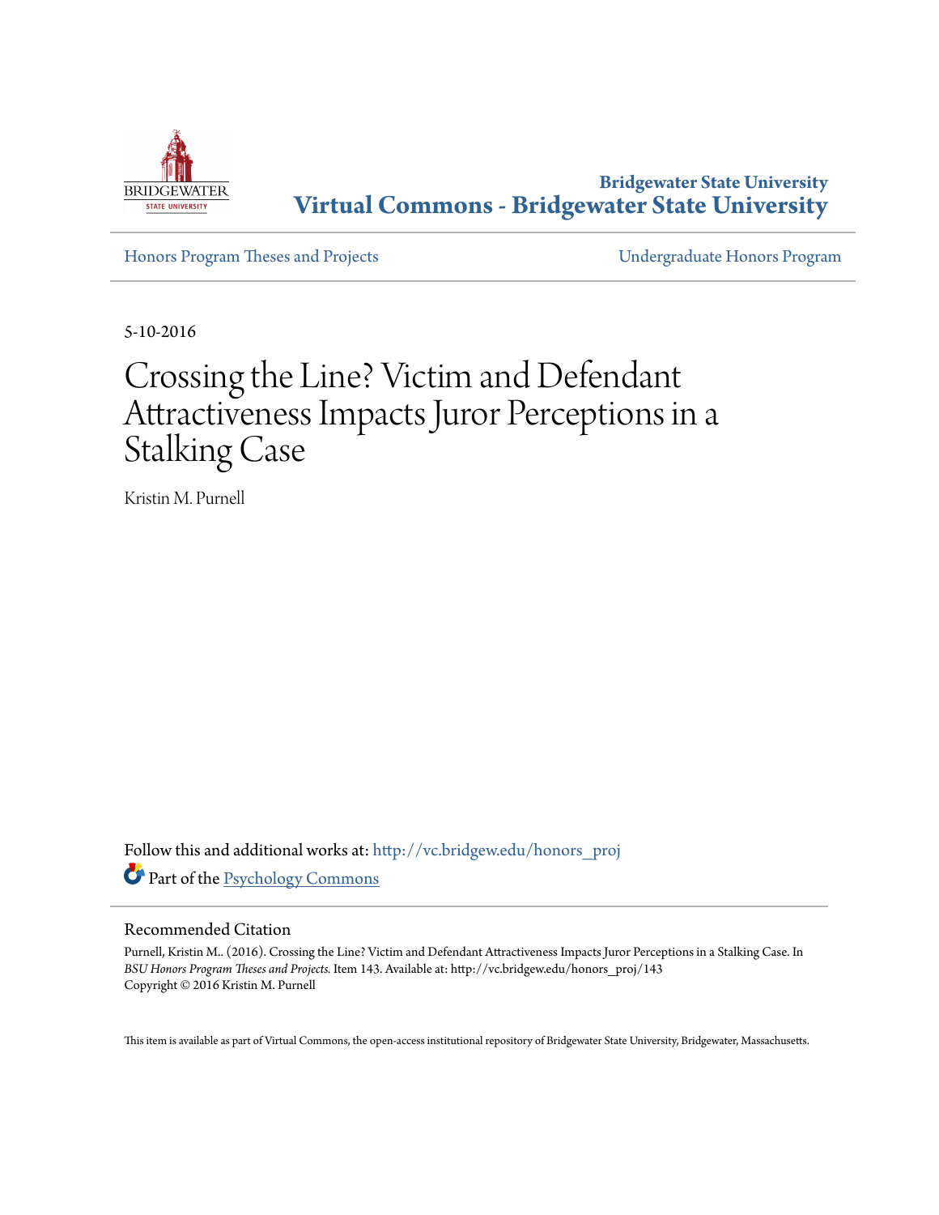Bridgewater State University

# Virtual Commons - Bridgewater State University

Honors Program Theses and Projects

Undergraduate Honors Program

5-10-2016

# Crossing the Line? Victim and Defendant Attractiveness Impacts Juror Perceptions in a Stalking Case

Kristin M. Purnell

Follow this and additional works at: http://vc.bridgew.edu/honors_proj

Part of the Psychology Commons

## Recommended Citation

Purnell, Kristin M.. (2016). Crossing the Line? Victim and Defendant Attractiveness Impacts Juror Perceptions in a Stalking Case. In *BSU Honors Program Theses and Projects.* Item 143. Available at: http://vc.bridgew.edu/honors_proj/143
Copyright © 2016 Kristin M. Purnell

This item is available as part of Virtual Commons, the open-access institutional repository of Bridgewater State University, Bridgewater, Massachusetts.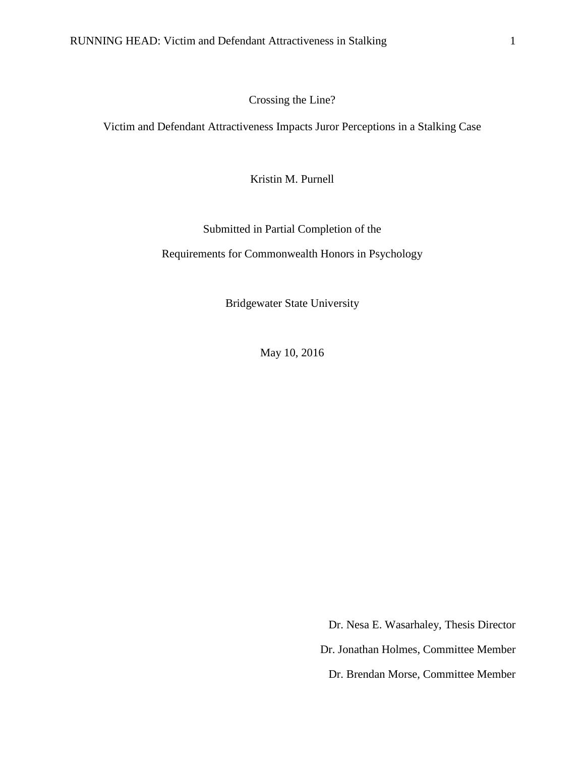# Crossing the Line?

## Victim and Defendant Attractiveness Impacts Juror Perceptions in a Stalking Case

Kristin M. Purnell

Submitted in Partial Completion of the

Requirements for Commonwealth Honors in Psychology

Bridgewater State University

May 10, 2016

Dr. Nesa E. Wasarhaley, Thesis Director

Dr. Jonathan Holmes, Committee Member

Dr. Brendan Morse, Committee Member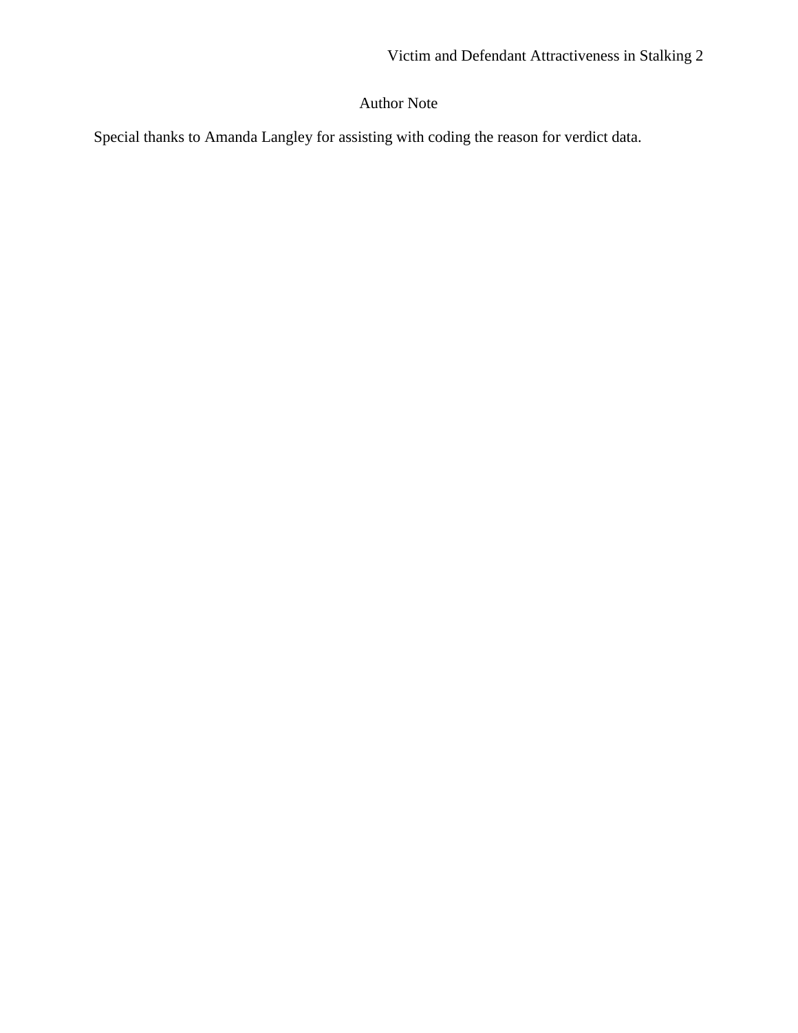## Author Note

Special thanks to Amanda Langley for assisting with coding the reason for verdict data.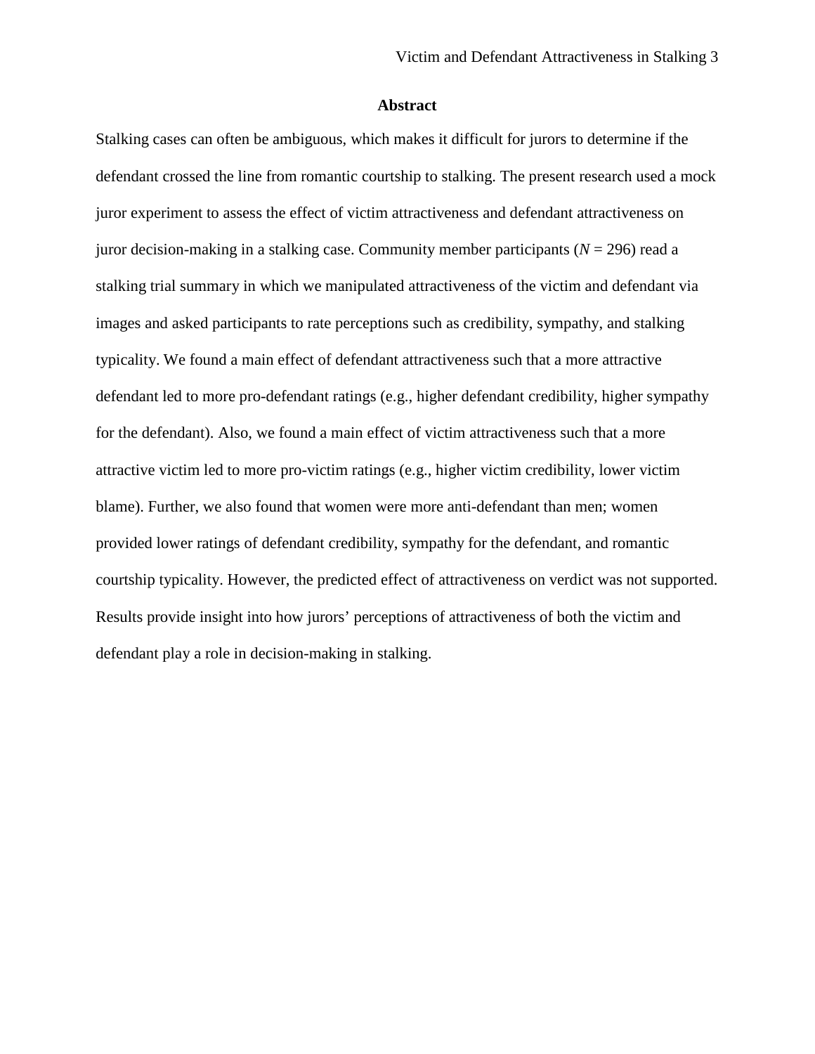# Abstract

Stalking cases can often be ambiguous, which makes it difficult for jurors to determine if the defendant crossed the line from romantic courtship to stalking. The present research used a mock juror experiment to assess the effect of victim attractiveness and defendant attractiveness on juror decision-making in a stalking case. Community member participants ($N$ = 296) read a stalking trial summary in which we manipulated attractiveness of the victim and defendant via images and asked participants to rate perceptions such as credibility, sympathy, and stalking typicality. We found a main effect of defendant attractiveness such that a more attractive defendant led to more pro-defendant ratings (e.g., higher defendant credibility, higher sympathy for the defendant). Also, we found a main effect of victim attractiveness such that a more attractive victim led to more pro-victim ratings (e.g., higher victim credibility, lower victim blame). Further, we also found that women were more anti-defendant than men; women provided lower ratings of defendant credibility, sympathy for the defendant, and romantic courtship typicality. However, the predicted effect of attractiveness on verdict was not supported. Results provide insight into how jurors' perceptions of attractiveness of both the victim and defendant play a role in decision-making in stalking.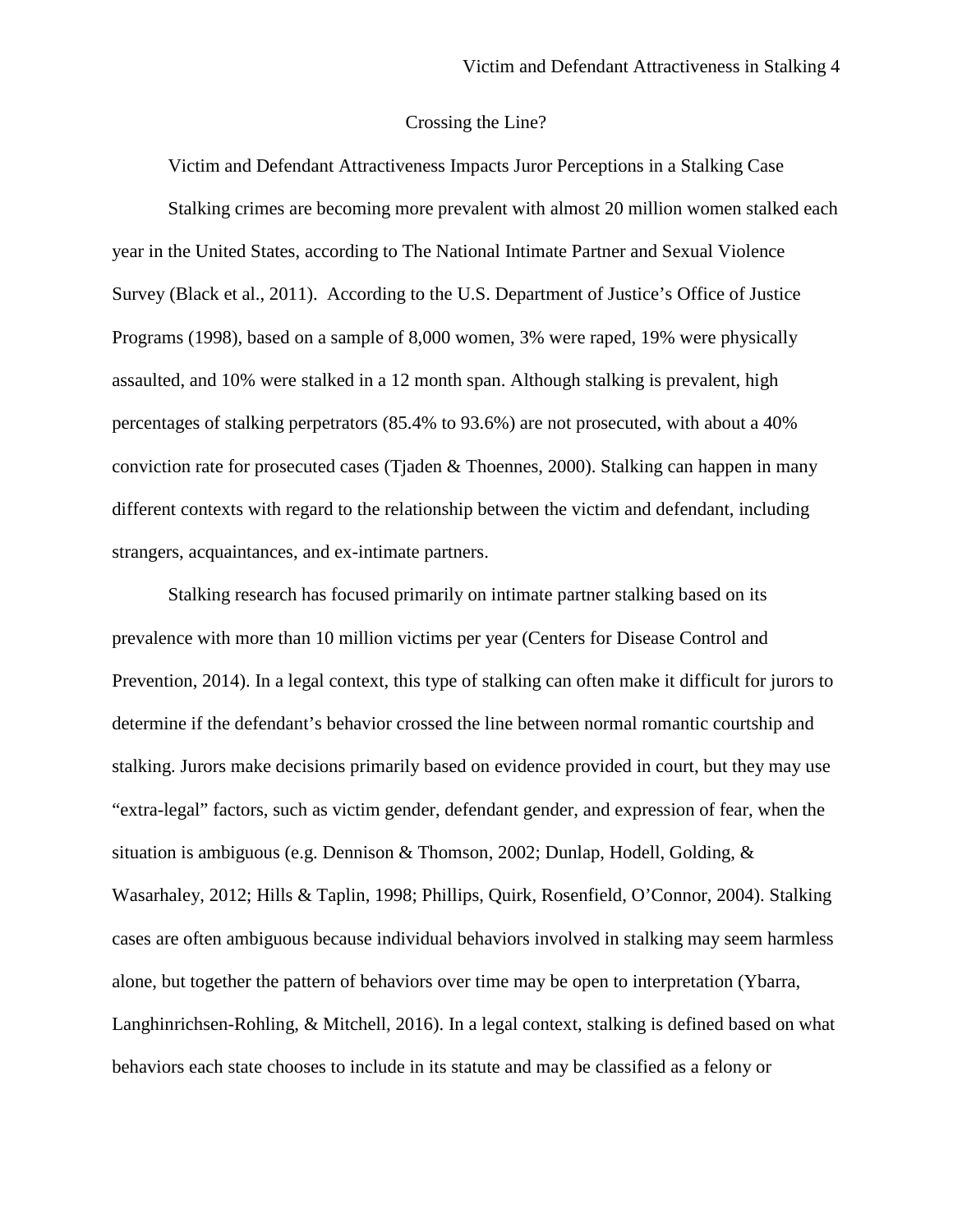# Crossing the Line?

## Victim and Defendant Attractiveness Impacts Juror Perceptions in a Stalking Case

Stalking crimes are becoming more prevalent with almost 20 million women stalked each year in the United States, according to The National Intimate Partner and Sexual Violence Survey (Black et al., 2011). According to the U.S. Department of Justice's Office of Justice Programs (1998), based on a sample of 8,000 women, 3% were raped, 19% were physically assaulted, and 10% were stalked in a 12 month span. Although stalking is prevalent, high percentages of stalking perpetrators (85.4% to 93.6%) are not prosecuted, with about a 40% conviction rate for prosecuted cases (Tjaden & Thoennes, 2000). Stalking can happen in many different contexts with regard to the relationship between the victim and defendant, including strangers, acquaintances, and ex-intimate partners.

Stalking research has focused primarily on intimate partner stalking based on its prevalence with more than 10 million victims per year (Centers for Disease Control and Prevention, 2014). In a legal context, this type of stalking can often make it difficult for jurors to determine if the defendant's behavior crossed the line between normal romantic courtship and stalking. Jurors make decisions primarily based on evidence provided in court, but they may use "extra-legal" factors, such as victim gender, defendant gender, and expression of fear, when the situation is ambiguous (e.g. Dennison & Thomson, 2002; Dunlap, Hodell, Golding, & Wasarhaley, 2012; Hills & Taplin, 1998; Phillips, Quirk, Rosenfield, O'Connor, 2004). Stalking cases are often ambiguous because individual behaviors involved in stalking may seem harmless alone, but together the pattern of behaviors over time may be open to interpretation (Ybarra, Langhinrichsen-Rohling, & Mitchell, 2016). In a legal context, stalking is defined based on what behaviors each state chooses to include in its statute and may be classified as a felony or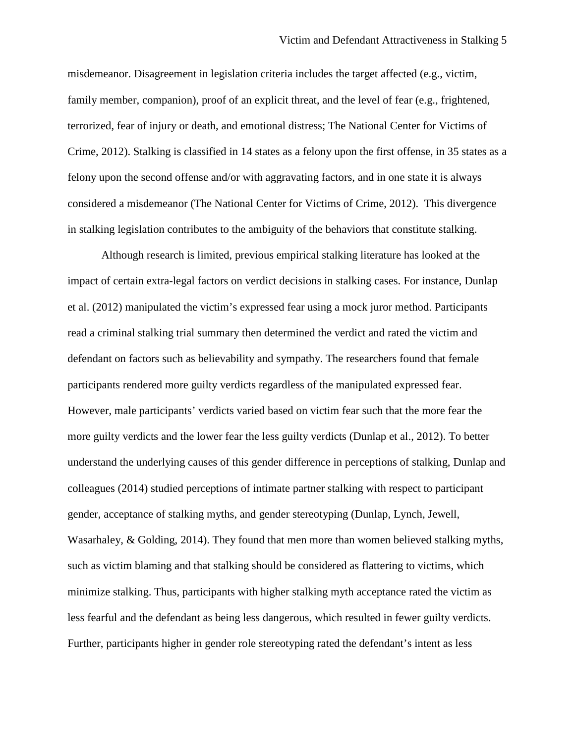misdemeanor. Disagreement in legislation criteria includes the target affected (e.g., victim, family member, companion), proof of an explicit threat, and the level of fear (e.g., frightened, terrorized, fear of injury or death, and emotional distress; The National Center for Victims of Crime, 2012). Stalking is classified in 14 states as a felony upon the first offense, in 35 states as a felony upon the second offense and/or with aggravating factors, and in one state it is always considered a misdemeanor (The National Center for Victims of Crime, 2012). This divergence in stalking legislation contributes to the ambiguity of the behaviors that constitute stalking.

Although research is limited, previous empirical stalking literature has looked at the impact of certain extra-legal factors on verdict decisions in stalking cases. For instance, Dunlap et al. (2012) manipulated the victim's expressed fear using a mock juror method. Participants read a criminal stalking trial summary then determined the verdict and rated the victim and defendant on factors such as believability and sympathy. The researchers found that female participants rendered more guilty verdicts regardless of the manipulated expressed fear. However, male participants' verdicts varied based on victim fear such that the more fear the more guilty verdicts and the lower fear the less guilty verdicts (Dunlap et al., 2012). To better understand the underlying causes of this gender difference in perceptions of stalking, Dunlap and colleagues (2014) studied perceptions of intimate partner stalking with respect to participant gender, acceptance of stalking myths, and gender stereotyping (Dunlap, Lynch, Jewell, Wasarhaley, & Golding, 2014). They found that men more than women believed stalking myths, such as victim blaming and that stalking should be considered as flattering to victims, which minimize stalking. Thus, participants with higher stalking myth acceptance rated the victim as less fearful and the defendant as being less dangerous, which resulted in fewer guilty verdicts. Further, participants higher in gender role stereotyping rated the defendant's intent as less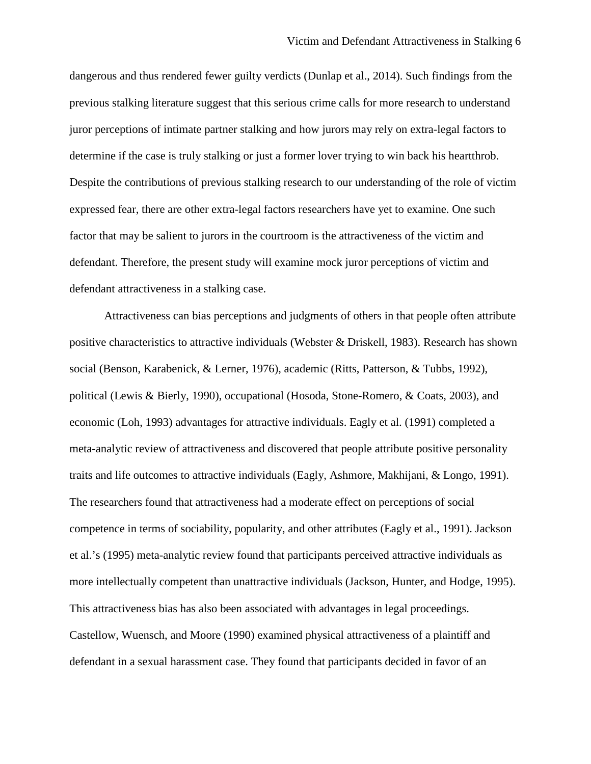dangerous and thus rendered fewer guilty verdicts (Dunlap et al., 2014). Such findings from the previous stalking literature suggest that this serious crime calls for more research to understand juror perceptions of intimate partner stalking and how jurors may rely on extra-legal factors to determine if the case is truly stalking or just a former lover trying to win back his heartthrob. Despite the contributions of previous stalking research to our understanding of the role of victim expressed fear, there are other extra-legal factors researchers have yet to examine. One such factor that may be salient to jurors in the courtroom is the attractiveness of the victim and defendant. Therefore, the present study will examine mock juror perceptions of victim and defendant attractiveness in a stalking case.

Attractiveness can bias perceptions and judgments of others in that people often attribute positive characteristics to attractive individuals (Webster & Driskell, 1983). Research has shown social (Benson, Karabenick, & Lerner, 1976), academic (Ritts, Patterson, & Tubbs, 1992), political (Lewis & Bierly, 1990), occupational (Hosoda, Stone-Romero, & Coats, 2003), and economic (Loh, 1993) advantages for attractive individuals. Eagly et al. (1991) completed a meta-analytic review of attractiveness and discovered that people attribute positive personality traits and life outcomes to attractive individuals (Eagly, Ashmore, Makhijani, & Longo, 1991). The researchers found that attractiveness had a moderate effect on perceptions of social competence in terms of sociability, popularity, and other attributes (Eagly et al., 1991). Jackson et al.'s (1995) meta-analytic review found that participants perceived attractive individuals as more intellectually competent than unattractive individuals (Jackson, Hunter, and Hodge, 1995). This attractiveness bias has also been associated with advantages in legal proceedings. Castellow, Wuensch, and Moore (1990) examined physical attractiveness of a plaintiff and defendant in a sexual harassment case. They found that participants decided in favor of an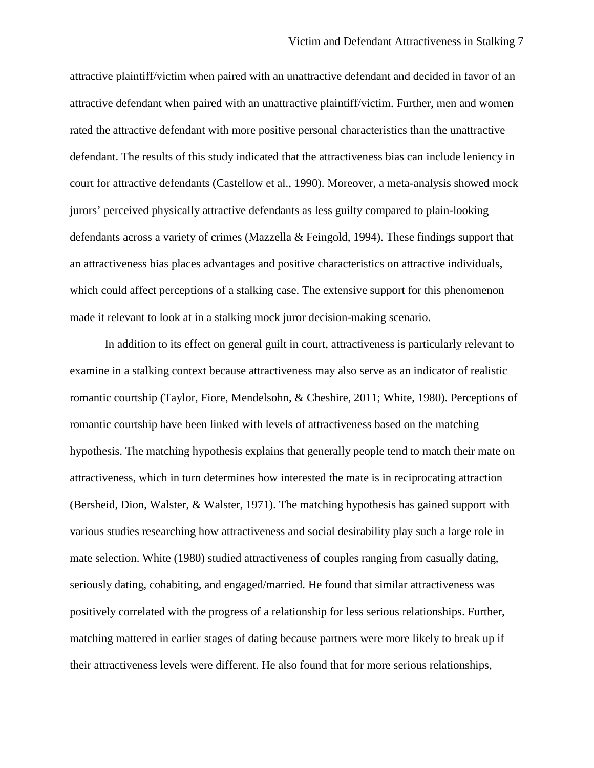attractive plaintiff/victim when paired with an unattractive defendant and decided in favor of an attractive defendant when paired with an unattractive plaintiff/victim. Further, men and women rated the attractive defendant with more positive personal characteristics than the unattractive defendant. The results of this study indicated that the attractiveness bias can include leniency in court for attractive defendants (Castellow et al., 1990). Moreover, a meta-analysis showed mock jurors' perceived physically attractive defendants as less guilty compared to plain-looking defendants across a variety of crimes (Mazzella & Feingold, 1994). These findings support that an attractiveness bias places advantages and positive characteristics on attractive individuals, which could affect perceptions of a stalking case. The extensive support for this phenomenon made it relevant to look at in a stalking mock juror decision-making scenario.

In addition to its effect on general guilt in court, attractiveness is particularly relevant to examine in a stalking context because attractiveness may also serve as an indicator of realistic romantic courtship (Taylor, Fiore, Mendelsohn, & Cheshire, 2011; White, 1980). Perceptions of romantic courtship have been linked with levels of attractiveness based on the matching hypothesis. The matching hypothesis explains that generally people tend to match their mate on attractiveness, which in turn determines how interested the mate is in reciprocating attraction (Bersheid, Dion, Walster, & Walster, 1971). The matching hypothesis has gained support with various studies researching how attractiveness and social desirability play such a large role in mate selection. White (1980) studied attractiveness of couples ranging from casually dating, seriously dating, cohabiting, and engaged/married. He found that similar attractiveness was positively correlated with the progress of a relationship for less serious relationships. Further, matching mattered in earlier stages of dating because partners were more likely to break up if their attractiveness levels were different. He also found that for more serious relationships,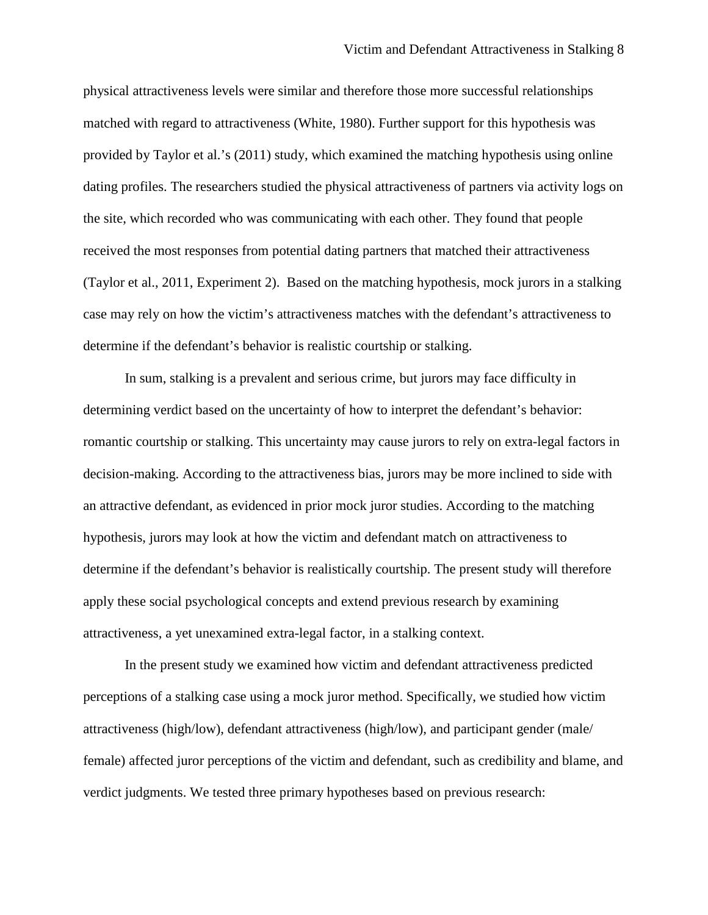physical attractiveness levels were similar and therefore those more successful relationships matched with regard to attractiveness (White, 1980). Further support for this hypothesis was provided by Taylor et al.'s (2011) study, which examined the matching hypothesis using online dating profiles. The researchers studied the physical attractiveness of partners via activity logs on the site, which recorded who was communicating with each other. They found that people received the most responses from potential dating partners that matched their attractiveness (Taylor et al., 2011, Experiment 2). Based on the matching hypothesis, mock jurors in a stalking case may rely on how the victim's attractiveness matches with the defendant's attractiveness to determine if the defendant's behavior is realistic courtship or stalking.

In sum, stalking is a prevalent and serious crime, but jurors may face difficulty in determining verdict based on the uncertainty of how to interpret the defendant's behavior: romantic courtship or stalking. This uncertainty may cause jurors to rely on extra-legal factors in decision-making. According to the attractiveness bias, jurors may be more inclined to side with an attractive defendant, as evidenced in prior mock juror studies. According to the matching hypothesis, jurors may look at how the victim and defendant match on attractiveness to determine if the defendant's behavior is realistically courtship. The present study will therefore apply these social psychological concepts and extend previous research by examining attractiveness, a yet unexamined extra-legal factor, in a stalking context.

In the present study we examined how victim and defendant attractiveness predicted perceptions of a stalking case using a mock juror method. Specifically, we studied how victim attractiveness (high/low), defendant attractiveness (high/low), and participant gender (male/female) affected juror perceptions of the victim and defendant, such as credibility and blame, and verdict judgments. We tested three primary hypotheses based on previous research: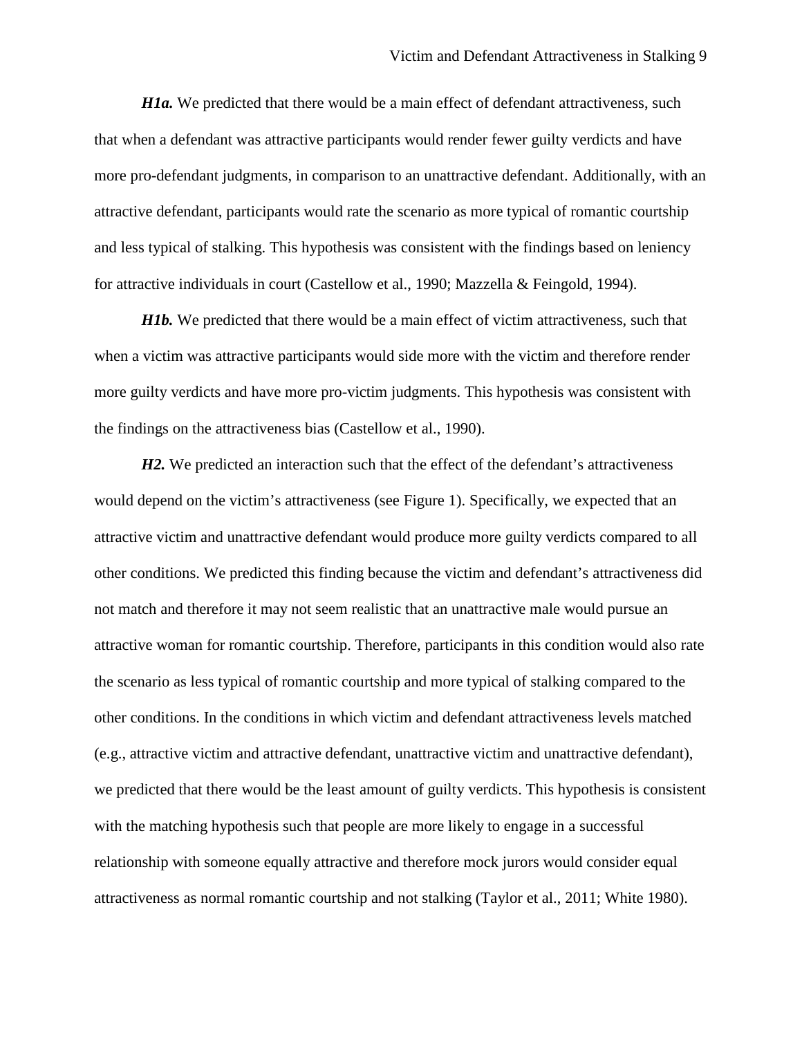***H1a.*** We predicted that there would be a main effect of defendant attractiveness, such that when a defendant was attractive participants would render fewer guilty verdicts and have more pro-defendant judgments, in comparison to an unattractive defendant. Additionally, with an attractive defendant, participants would rate the scenario as more typical of romantic courtship and less typical of stalking. This hypothesis was consistent with the findings based on leniency for attractive individuals in court (Castellow et al., 1990; Mazzella & Feingold, 1994).

***H1b.*** We predicted that there would be a main effect of victim attractiveness, such that when a victim was attractive participants would side more with the victim and therefore render more guilty verdicts and have more pro-victim judgments. This hypothesis was consistent with the findings on the attractiveness bias (Castellow et al., 1990).

***H2.*** We predicted an interaction such that the effect of the defendant's attractiveness would depend on the victim's attractiveness (see Figure 1). Specifically, we expected that an attractive victim and unattractive defendant would produce more guilty verdicts compared to all other conditions. We predicted this finding because the victim and defendant's attractiveness did not match and therefore it may not seem realistic that an unattractive male would pursue an attractive woman for romantic courtship. Therefore, participants in this condition would also rate the scenario as less typical of romantic courtship and more typical of stalking compared to the other conditions. In the conditions in which victim and defendant attractiveness levels matched (e.g., attractive victim and attractive defendant, unattractive victim and unattractive defendant), we predicted that there would be the least amount of guilty verdicts. This hypothesis is consistent with the matching hypothesis such that people are more likely to engage in a successful relationship with someone equally attractive and therefore mock jurors would consider equal attractiveness as normal romantic courtship and not stalking (Taylor et al., 2011; White 1980).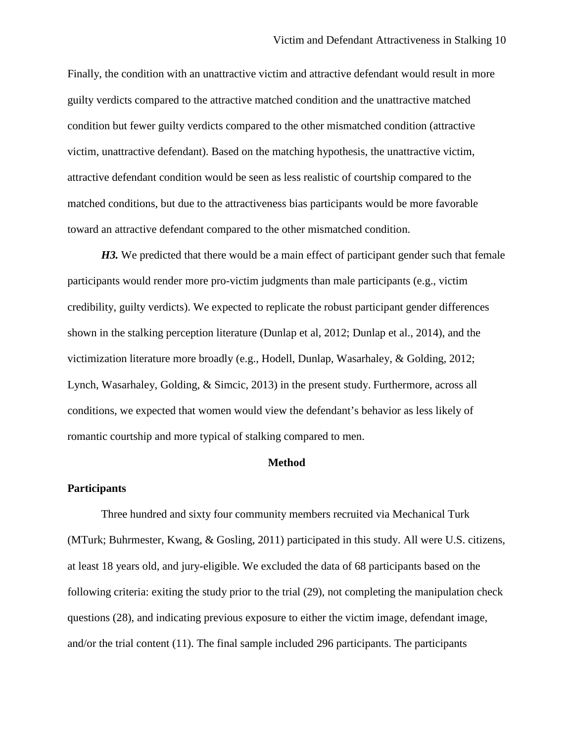Finally, the condition with an unattractive victim and attractive defendant would result in more guilty verdicts compared to the attractive matched condition and the unattractive matched condition but fewer guilty verdicts compared to the other mismatched condition (attractive victim, unattractive defendant). Based on the matching hypothesis, the unattractive victim, attractive defendant condition would be seen as less realistic of courtship compared to the matched conditions, but due to the attractiveness bias participants would be more favorable toward an attractive defendant compared to the other mismatched condition.

***H3.*** We predicted that there would be a main effect of participant gender such that female participants would render more pro-victim judgments than male participants (e.g., victim credibility, guilty verdicts). We expected to replicate the robust participant gender differences shown in the stalking perception literature (Dunlap et al, 2012; Dunlap et al., 2014), and the victimization literature more broadly (e.g., Hodell, Dunlap, Wasarhaley, & Golding, 2012; Lynch, Wasarhaley, Golding, & Simcic, 2013) in the present study. Furthermore, across all conditions, we expected that women would view the defendant's behavior as less likely of romantic courtship and more typical of stalking compared to men.

## Method

### Participants

Three hundred and sixty four community members recruited via Mechanical Turk (MTurk; Buhrmester, Kwang, & Gosling, 2011) participated in this study. All were U.S. citizens, at least 18 years old, and jury-eligible. We excluded the data of 68 participants based on the following criteria: exiting the study prior to the trial (29), not completing the manipulation check questions (28), and indicating previous exposure to either the victim image, defendant image, and/or the trial content (11). The final sample included 296 participants. The participants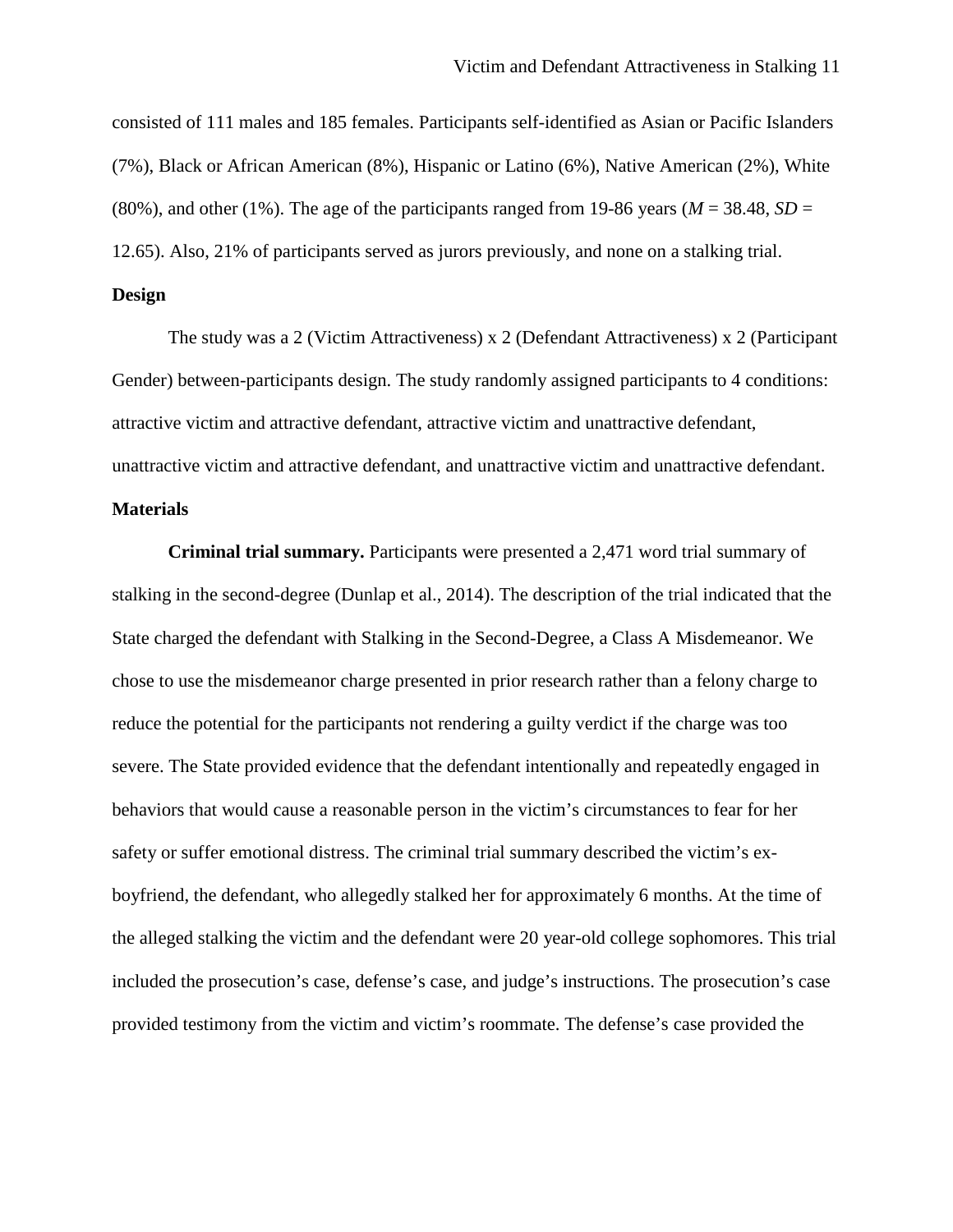consisted of 111 males and 185 females. Participants self-identified as Asian or Pacific Islanders (7%), Black or African American (8%), Hispanic or Latino (6%), Native American (2%), White (80%), and other (1%). The age of the participants ranged from 19-86 years (*M* = 38.48, *SD* = 12.65). Also, 21% of participants served as jurors previously, and none on a stalking trial.

## Design

The study was a 2 (Victim Attractiveness) x 2 (Defendant Attractiveness) x 2 (Participant Gender) between-participants design. The study randomly assigned participants to 4 conditions: attractive victim and attractive defendant, attractive victim and unattractive defendant, unattractive victim and attractive defendant, and unattractive victim and unattractive defendant.

## Materials

**Criminal trial summary.** Participants were presented a 2,471 word trial summary of stalking in the second-degree (Dunlap et al., 2014). The description of the trial indicated that the State charged the defendant with Stalking in the Second-Degree, a Class A Misdemeanor. We chose to use the misdemeanor charge presented in prior research rather than a felony charge to reduce the potential for the participants not rendering a guilty verdict if the charge was too severe. The State provided evidence that the defendant intentionally and repeatedly engaged in behaviors that would cause a reasonable person in the victim's circumstances to fear for her safety or suffer emotional distress. The criminal trial summary described the victim's ex-boyfriend, the defendant, who allegedly stalked her for approximately 6 months. At the time of the alleged stalking the victim and the defendant were 20 year-old college sophomores. This trial included the prosecution's case, defense's case, and judge's instructions. The prosecution's case provided testimony from the victim and victim's roommate. The defense's case provided the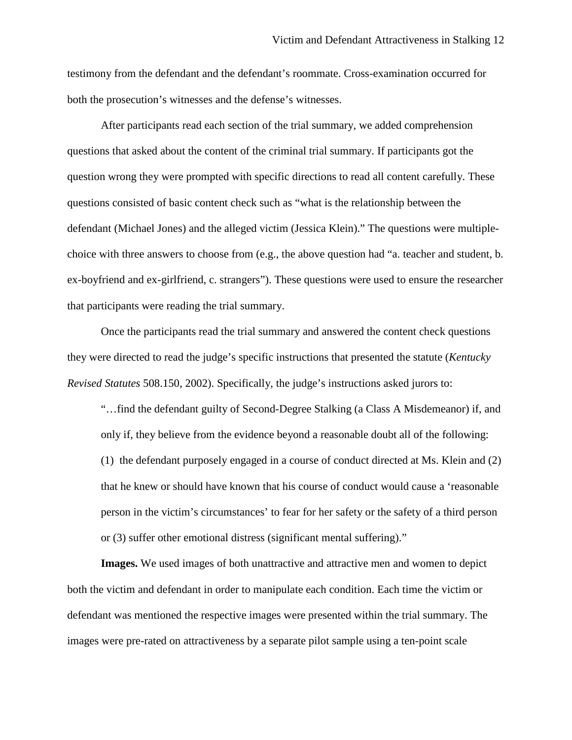testimony from the defendant and the defendant's roommate. Cross-examination occurred for both the prosecution's witnesses and the defense's witnesses.

After participants read each section of the trial summary, we added comprehension questions that asked about the content of the criminal trial summary. If participants got the question wrong they were prompted with specific directions to read all content carefully. These questions consisted of basic content check such as "what is the relationship between the defendant (Michael Jones) and the alleged victim (Jessica Klein)." The questions were multiple-choice with three answers to choose from (e.g., the above question had "a. teacher and student, b. ex-boyfriend and ex-girlfriend, c. strangers"). These questions were used to ensure the researcher that participants were reading the trial summary.

Once the participants read the trial summary and answered the content check questions they were directed to read the judge's specific instructions that presented the statute (*Kentucky Revised Statutes* 508.150, 2002). Specifically, the judge's instructions asked jurors to:

> "…find the defendant guilty of Second-Degree Stalking (a Class A Misdemeanor) if, and only if, they believe from the evidence beyond a reasonable doubt all of the following: (1) the defendant purposely engaged in a course of conduct directed at Ms. Klein and (2) that he knew or should have known that his course of conduct would cause a 'reasonable person in the victim's circumstances' to fear for her safety or the safety of a third person or (3) suffer other emotional distress (significant mental suffering)."

**Images.** We used images of both unattractive and attractive men and women to depict both the victim and defendant in order to manipulate each condition. Each time the victim or defendant was mentioned the respective images were presented within the trial summary. The images were pre-rated on attractiveness by a separate pilot sample using a ten-point scale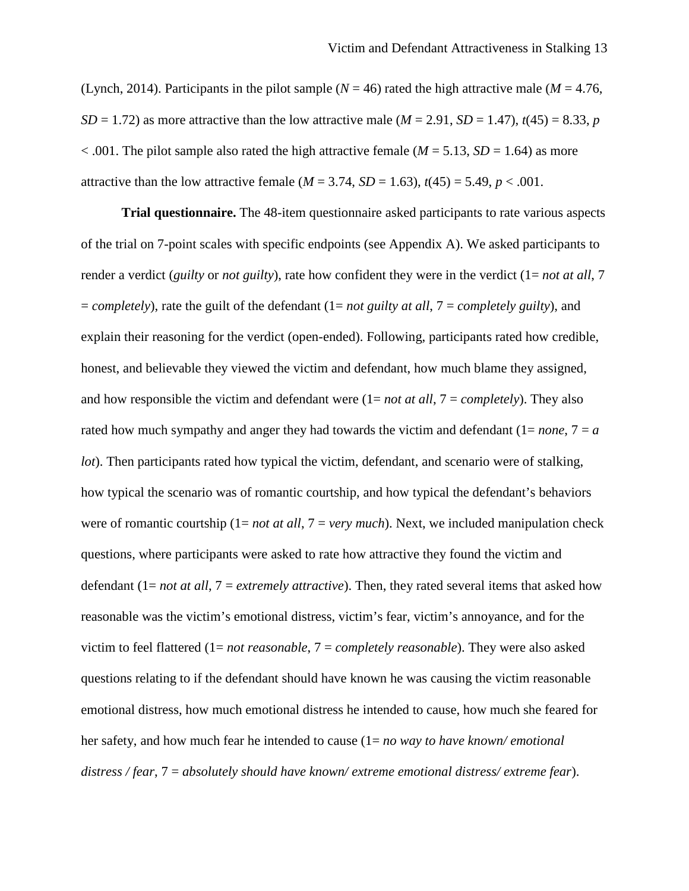(Lynch, 2014). Participants in the pilot sample ($N = 46$) rated the high attractive male ($M = 4.76$, $SD = 1.72$) as more attractive than the low attractive male ($M = 2.91$, $SD = 1.47$), $t(45) = 8.33$, $p < .001$. The pilot sample also rated the high attractive female ($M = 5.13$, $SD = 1.64$) as more attractive than the low attractive female ($M = 3.74$, $SD = 1.63$), $t(45) = 5.49$, $p < .001$.

**Trial questionnaire.** The 48-item questionnaire asked participants to rate various aspects of the trial on 7-point scales with specific endpoints (see Appendix A). We asked participants to render a verdict (*guilty* or *not guilty*), rate how confident they were in the verdict (1= *not at all*, 7 = *completely*), rate the guilt of the defendant (1= *not guilty at all*, 7 = *completely guilty*), and explain their reasoning for the verdict (open-ended). Following, participants rated how credible, honest, and believable they viewed the victim and defendant, how much blame they assigned, and how responsible the victim and defendant were (1= *not at all*, 7 = *completely*). They also rated how much sympathy and anger they had towards the victim and defendant (1= *none*, 7 = *a lot*). Then participants rated how typical the victim, defendant, and scenario were of stalking, how typical the scenario was of romantic courtship, and how typical the defendant's behaviors were of romantic courtship (1= *not at all*, 7 = *very much*). Next, we included manipulation check questions, where participants were asked to rate how attractive they found the victim and defendant (1= *not at all*, 7 = *extremely attractive*). Then, they rated several items that asked how reasonable was the victim's emotional distress, victim's fear, victim's annoyance, and for the victim to feel flattered (1= *not reasonable*, 7 = *completely reasonable*). They were also asked questions relating to if the defendant should have known he was causing the victim reasonable emotional distress, how much emotional distress he intended to cause, how much she feared for her safety, and how much fear he intended to cause (1= *no way to have known/ emotional distress / fear*, 7 = *absolutely should have known/ extreme emotional distress/ extreme fear*).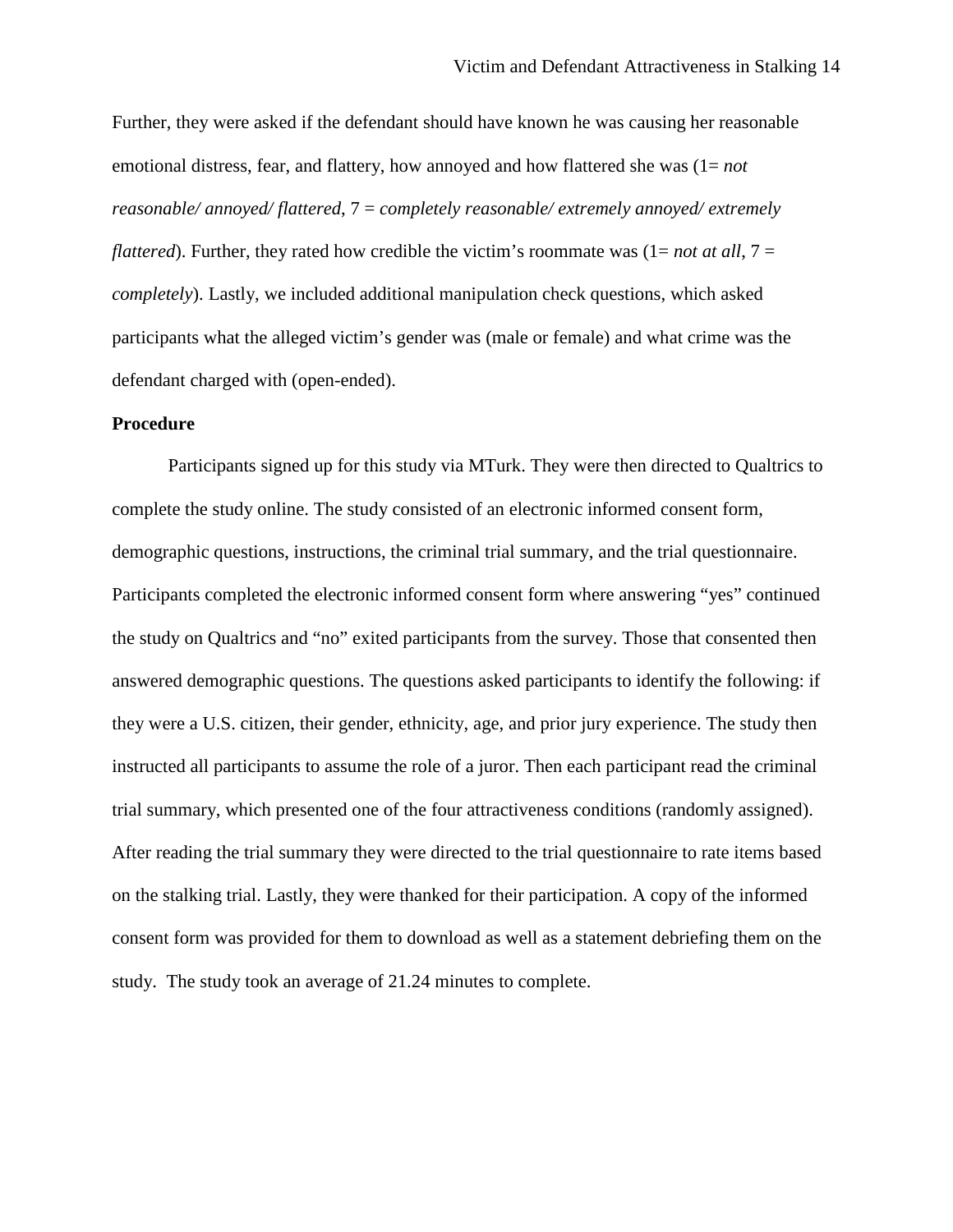Further, they were asked if the defendant should have known he was causing her reasonable emotional distress, fear, and flattery, how annoyed and how flattered she was (1= *not reasonable/ annoyed/ flattered*, 7 = *completely reasonable/ extremely annoyed/ extremely flattered*). Further, they rated how credible the victim's roommate was (1= *not at all*, 7 = *completely*). Lastly, we included additional manipulation check questions, which asked participants what the alleged victim's gender was (male or female) and what crime was the defendant charged with (open-ended).

**Procedure**

Participants signed up for this study via MTurk. They were then directed to Qualtrics to complete the study online. The study consisted of an electronic informed consent form, demographic questions, instructions, the criminal trial summary, and the trial questionnaire. Participants completed the electronic informed consent form where answering "yes" continued the study on Qualtrics and "no" exited participants from the survey. Those that consented then answered demographic questions. The questions asked participants to identify the following: if they were a U.S. citizen, their gender, ethnicity, age, and prior jury experience. The study then instructed all participants to assume the role of a juror. Then each participant read the criminal trial summary, which presented one of the four attractiveness conditions (randomly assigned). After reading the trial summary they were directed to the trial questionnaire to rate items based on the stalking trial. Lastly, they were thanked for their participation. A copy of the informed consent form was provided for them to download as well as a statement debriefing them on the study. The study took an average of 21.24 minutes to complete.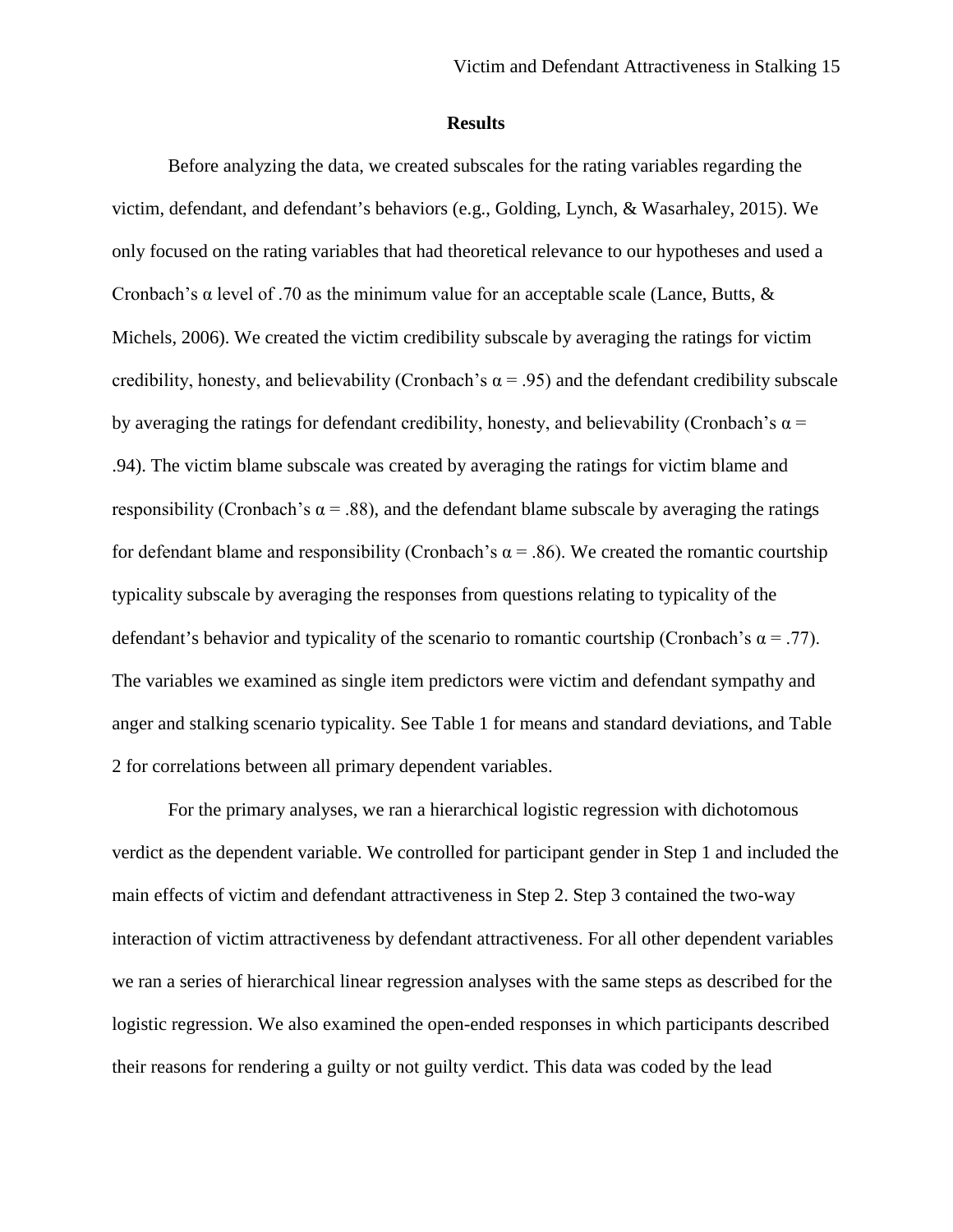## Results

Before analyzing the data, we created subscales for the rating variables regarding the victim, defendant, and defendant's behaviors (e.g., Golding, Lynch, & Wasarhaley, 2015). We only focused on the rating variables that had theoretical relevance to our hypotheses and used a Cronbach's $\alpha$ level of .70 as the minimum value for an acceptable scale (Lance, Butts, & Michels, 2006). We created the victim credibility subscale by averaging the ratings for victim credibility, honesty, and believability (Cronbach's $\alpha = .95$) and the defendant credibility subscale by averaging the ratings for defendant credibility, honesty, and believability (Cronbach's $\alpha = .94$). The victim blame subscale was created by averaging the ratings for victim blame and responsibility (Cronbach's $\alpha = .88$), and the defendant blame subscale by averaging the ratings for defendant blame and responsibility (Cronbach's $\alpha = .86$). We created the romantic courtship typicality subscale by averaging the responses from questions relating to typicality of the defendant's behavior and typicality of the scenario to romantic courtship (Cronbach's $\alpha = .77$). The variables we examined as single item predictors were victim and defendant sympathy and anger and stalking scenario typicality. See Table 1 for means and standard deviations, and Table 2 for correlations between all primary dependent variables.

For the primary analyses, we ran a hierarchical logistic regression with dichotomous verdict as the dependent variable. We controlled for participant gender in Step 1 and included the main effects of victim and defendant attractiveness in Step 2. Step 3 contained the two-way interaction of victim attractiveness by defendant attractiveness. For all other dependent variables we ran a series of hierarchical linear regression analyses with the same steps as described for the logistic regression. We also examined the open-ended responses in which participants described their reasons for rendering a guilty or not guilty verdict. This data was coded by the lead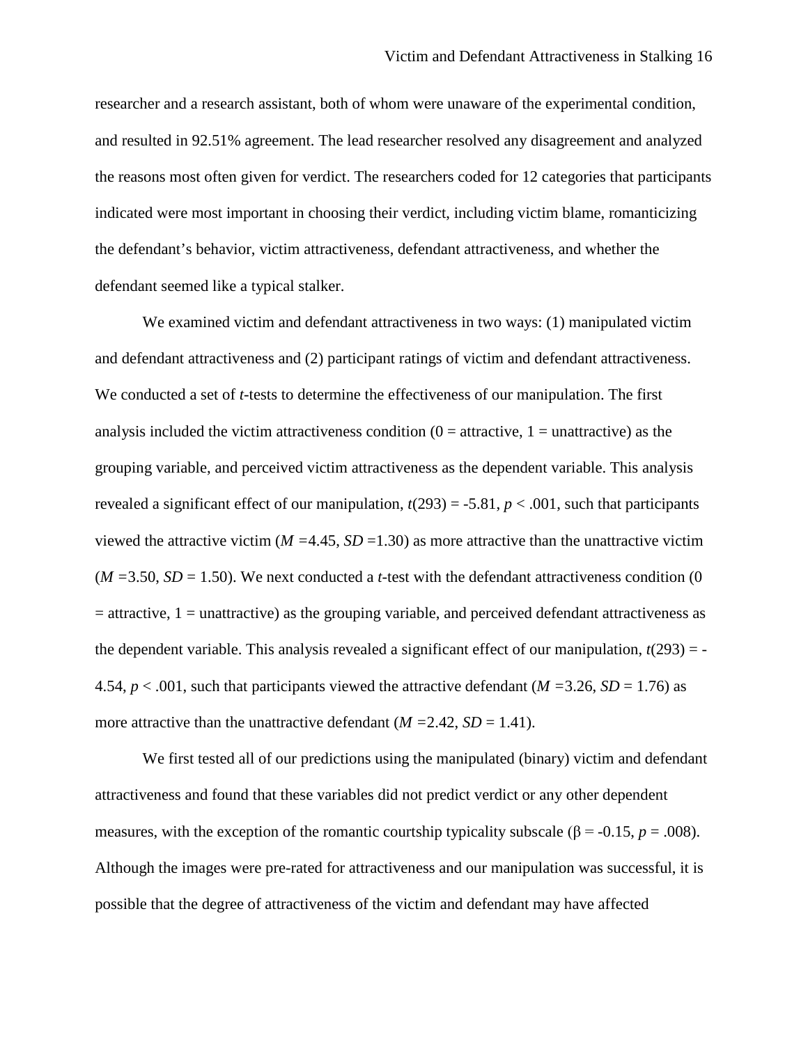researcher and a research assistant, both of whom were unaware of the experimental condition, and resulted in 92.51% agreement. The lead researcher resolved any disagreement and analyzed the reasons most often given for verdict. The researchers coded for 12 categories that participants indicated were most important in choosing their verdict, including victim blame, romanticizing the defendant's behavior, victim attractiveness, defendant attractiveness, and whether the defendant seemed like a typical stalker.

We examined victim and defendant attractiveness in two ways: (1) manipulated victim and defendant attractiveness and (2) participant ratings of victim and defendant attractiveness. We conducted a set of *t*-tests to determine the effectiveness of our manipulation. The first analysis included the victim attractiveness condition (0 = attractive, 1 = unattractive) as the grouping variable, and perceived victim attractiveness as the dependent variable. This analysis revealed a significant effect of our manipulation, $t(293) = -5.81$, $p < .001$, such that participants viewed the attractive victim ($M = 4.45$, $SD = 1.30$) as more attractive than the unattractive victim ($M = 3.50$, $SD = 1.50$). We next conducted a *t*-test with the defendant attractiveness condition (0 = attractive, 1 = unattractive) as the grouping variable, and perceived defendant attractiveness as the dependent variable. This analysis revealed a significant effect of our manipulation, $t(293) = -4.54$, $p < .001$, such that participants viewed the attractive defendant ($M = 3.26$, $SD = 1.76$) as more attractive than the unattractive defendant ($M = 2.42$, $SD = 1.41$).

We first tested all of our predictions using the manipulated (binary) victim and defendant attractiveness and found that these variables did not predict verdict or any other dependent measures, with the exception of the romantic courtship typicality subscale ($\beta = -0.15$, $p = .008$). Although the images were pre-rated for attractiveness and our manipulation was successful, it is possible that the degree of attractiveness of the victim and defendant may have affected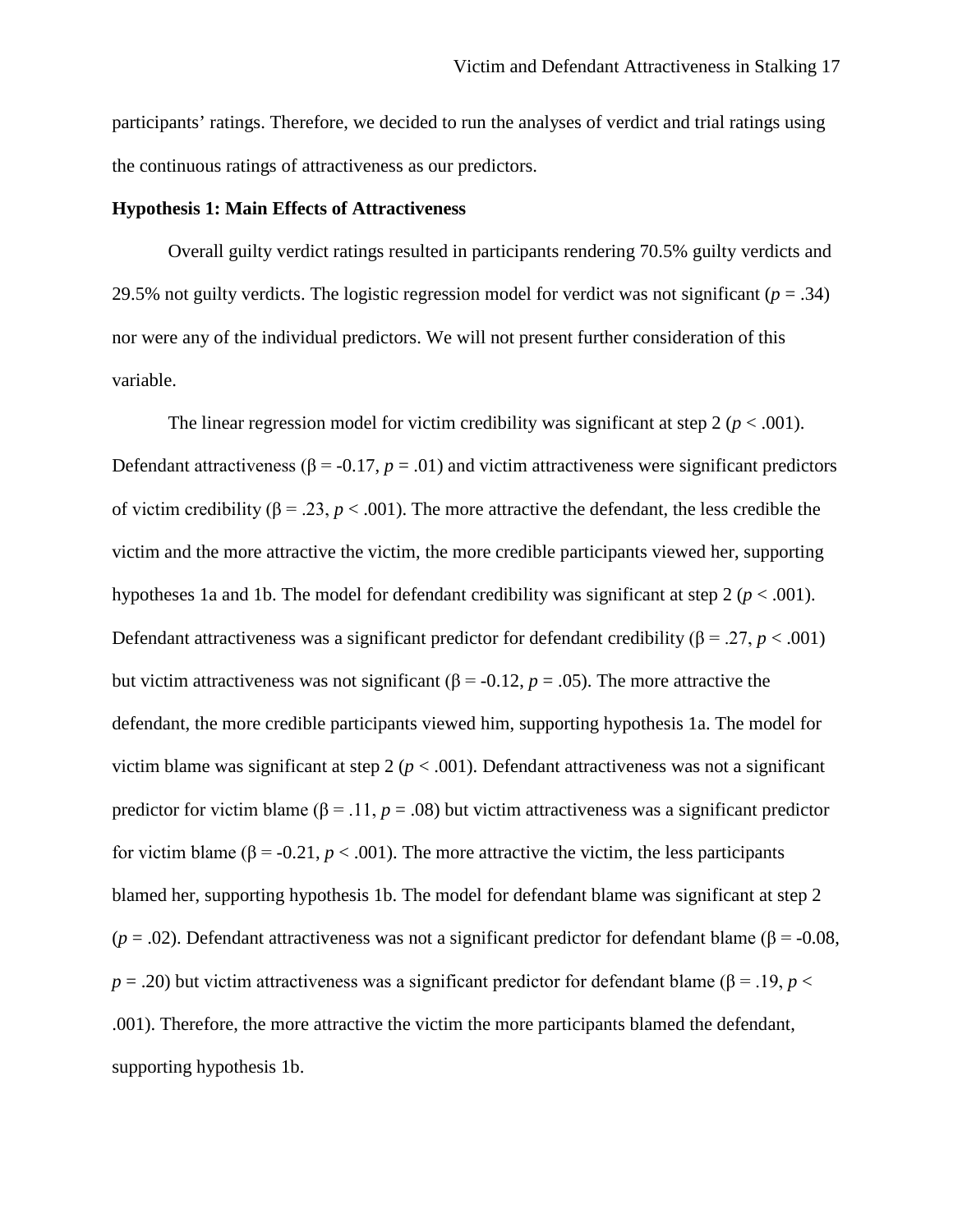participants' ratings. Therefore, we decided to run the analyses of verdict and trial ratings using the continuous ratings of attractiveness as our predictors.

**Hypothesis 1: Main Effects of Attractiveness**

Overall guilty verdict ratings resulted in participants rendering 70.5% guilty verdicts and 29.5% not guilty verdicts. The logistic regression model for verdict was not significant ($p = .34$) nor were any of the individual predictors. We will not present further consideration of this variable.

The linear regression model for victim credibility was significant at step 2 ($p < .001$). Defendant attractiveness ($\beta = -0.17$, $p = .01$) and victim attractiveness were significant predictors of victim credibility ($\beta = .23$, $p < .001$). The more attractive the defendant, the less credible the victim and the more attractive the victim, the more credible participants viewed her, supporting hypotheses 1a and 1b. The model for defendant credibility was significant at step 2 ($p < .001$). Defendant attractiveness was a significant predictor for defendant credibility ($\beta = .27$, $p < .001$) but victim attractiveness was not significant ($\beta = -0.12$, $p = .05$). The more attractive the defendant, the more credible participants viewed him, supporting hypothesis 1a. The model for victim blame was significant at step 2 ($p < .001$). Defendant attractiveness was not a significant predictor for victim blame ($\beta = .11$, $p = .08$) but victim attractiveness was a significant predictor for victim blame ($\beta = -0.21$, $p < .001$). The more attractive the victim, the less participants blamed her, supporting hypothesis 1b. The model for defendant blame was significant at step 2 ($p = .02$). Defendant attractiveness was not a significant predictor for defendant blame ($\beta = -0.08$, $p = .20$) but victim attractiveness was a significant predictor for defendant blame ($\beta = .19$, $p < .001$). Therefore, the more attractive the victim the more participants blamed the defendant, supporting hypothesis 1b.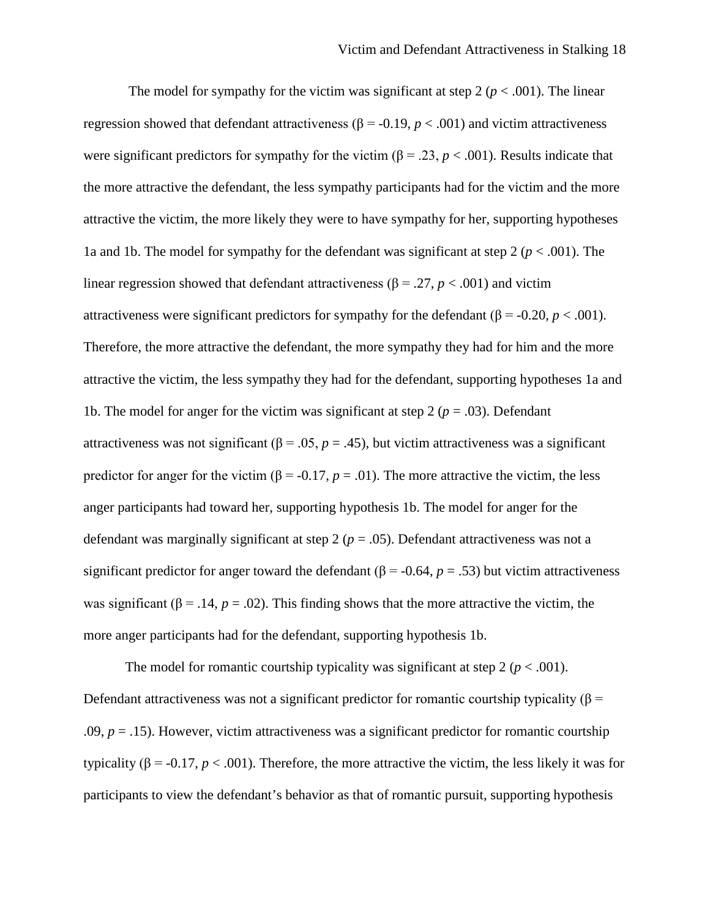The model for sympathy for the victim was significant at step 2 ($p < .001$). The linear regression showed that defendant attractiveness ($\beta = -0.19$, $p < .001$) and victim attractiveness were significant predictors for sympathy for the victim ($\beta = .23$, $p < .001$). Results indicate that the more attractive the defendant, the less sympathy participants had for the victim and the more attractive the victim, the more likely they were to have sympathy for her, supporting hypotheses 1a and 1b. The model for sympathy for the defendant was significant at step 2 ($p < .001$). The linear regression showed that defendant attractiveness ($\beta = .27$, $p < .001$) and victim attractiveness were significant predictors for sympathy for the defendant ($\beta = -0.20$, $p < .001$). Therefore, the more attractive the defendant, the more sympathy they had for him and the more attractive the victim, the less sympathy they had for the defendant, supporting hypotheses 1a and 1b. The model for anger for the victim was significant at step 2 ($p = .03$). Defendant attractiveness was not significant ($\beta = .05$, $p = .45$), but victim attractiveness was a significant predictor for anger for the victim ($\beta = -0.17$, $p = .01$). The more attractive the victim, the less anger participants had toward her, supporting hypothesis 1b. The model for anger for the defendant was marginally significant at step 2 ($p = .05$). Defendant attractiveness was not a significant predictor for anger toward the defendant ($\beta = -0.64$, $p = .53$) but victim attractiveness was significant ($\beta = .14$, $p = .02$). This finding shows that the more attractive the victim, the more anger participants had for the defendant, supporting hypothesis 1b.

The model for romantic courtship typicality was significant at step 2 ($p < .001$). Defendant attractiveness was not a significant predictor for romantic courtship typicality ($\beta = .09$, $p = .15$). However, victim attractiveness was a significant predictor for romantic courtship typicality ($\beta = -0.17$, $p < .001$). Therefore, the more attractive the victim, the less likely it was for participants to view the defendant's behavior as that of romantic pursuit, supporting hypothesis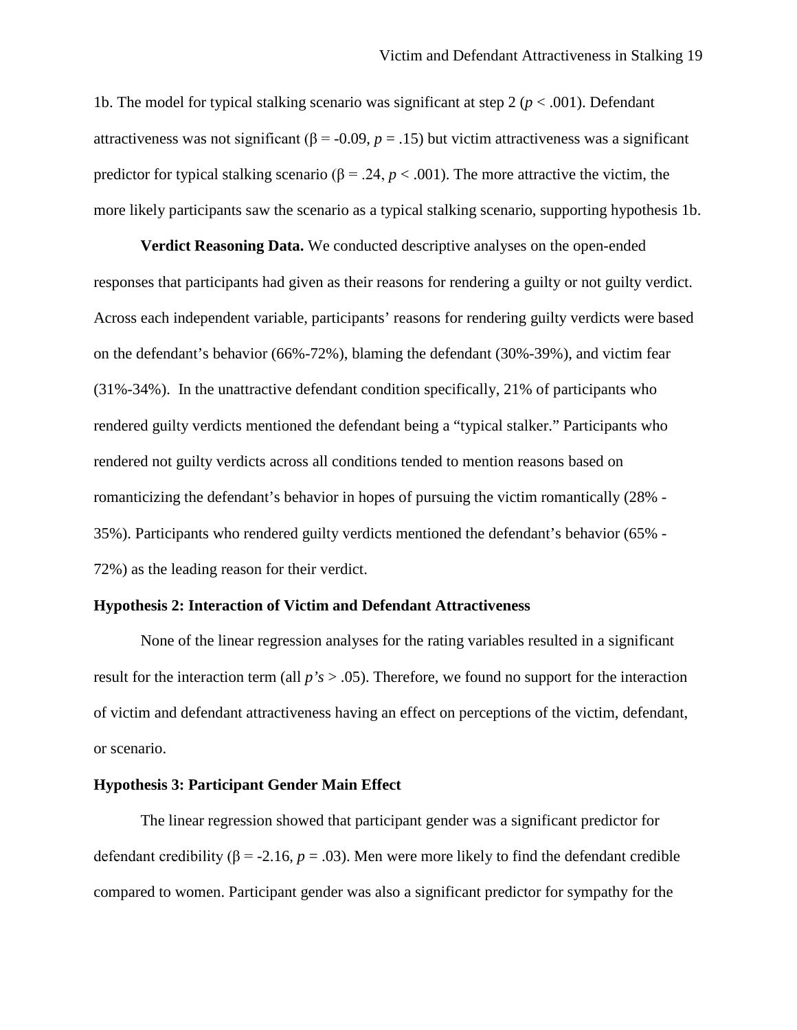1b. The model for typical stalking scenario was significant at step 2 ($p < .001$). Defendant attractiveness was not significant ($\beta = -0.09$, $p = .15$) but victim attractiveness was a significant predictor for typical stalking scenario ($\beta = .24$, $p < .001$). The more attractive the victim, the more likely participants saw the scenario as a typical stalking scenario, supporting hypothesis 1b.

**Verdict Reasoning Data.** We conducted descriptive analyses on the open-ended responses that participants had given as their reasons for rendering a guilty or not guilty verdict. Across each independent variable, participants' reasons for rendering guilty verdicts were based on the defendant's behavior (66%-72%), blaming the defendant (30%-39%), and victim fear (31%-34%). In the unattractive defendant condition specifically, 21% of participants who rendered guilty verdicts mentioned the defendant being a "typical stalker." Participants who rendered not guilty verdicts across all conditions tended to mention reasons based on romanticizing the defendant's behavior in hopes of pursuing the victim romantically (28% - 35%). Participants who rendered guilty verdicts mentioned the defendant's behavior (65% - 72%) as the leading reason for their verdict.

### Hypothesis 2: Interaction of Victim and Defendant Attractiveness

None of the linear regression analyses for the rating variables resulted in a significant result for the interaction term (all $p$'s $> .05$). Therefore, we found no support for the interaction of victim and defendant attractiveness having an effect on perceptions of the victim, defendant, or scenario.

### Hypothesis 3: Participant Gender Main Effect

The linear regression showed that participant gender was a significant predictor for defendant credibility ($\beta = -2.16$, $p = .03$). Men were more likely to find the defendant credible compared to women. Participant gender was also a significant predictor for sympathy for the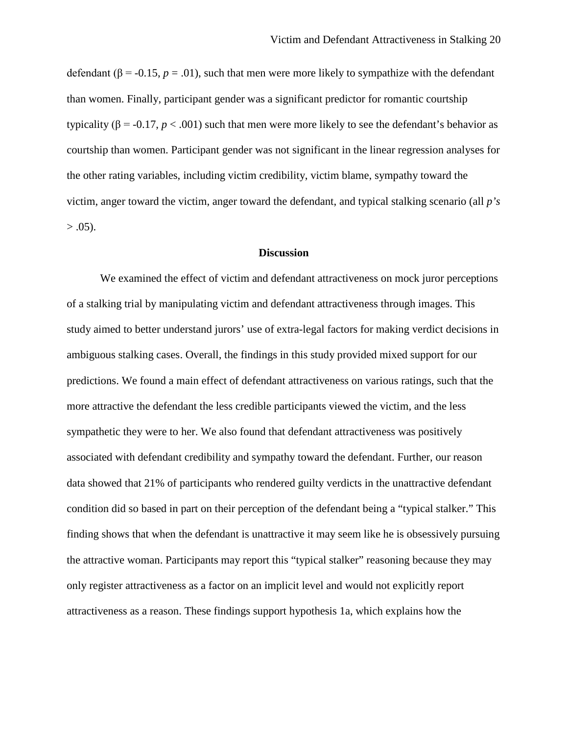defendant ($\beta = -0.15$, $p = .01$), such that men were more likely to sympathize with the defendant than women. Finally, participant gender was a significant predictor for romantic courtship typicality ($\beta = -0.17$, $p < .001$) such that men were more likely to see the defendant's behavior as courtship than women. Participant gender was not significant in the linear regression analyses for the other rating variables, including victim credibility, victim blame, sympathy toward the victim, anger toward the victim, anger toward the defendant, and typical stalking scenario (all *p's* $> .05$).

## Discussion

We examined the effect of victim and defendant attractiveness on mock juror perceptions of a stalking trial by manipulating victim and defendant attractiveness through images. This study aimed to better understand jurors' use of extra-legal factors for making verdict decisions in ambiguous stalking cases. Overall, the findings in this study provided mixed support for our predictions. We found a main effect of defendant attractiveness on various ratings, such that the more attractive the defendant the less credible participants viewed the victim, and the less sympathetic they were to her. We also found that defendant attractiveness was positively associated with defendant credibility and sympathy toward the defendant. Further, our reason data showed that 21% of participants who rendered guilty verdicts in the unattractive defendant condition did so based in part on their perception of the defendant being a "typical stalker." This finding shows that when the defendant is unattractive it may seem like he is obsessively pursuing the attractive woman. Participants may report this "typical stalker" reasoning because they may only register attractiveness as a factor on an implicit level and would not explicitly report attractiveness as a reason. These findings support hypothesis 1a, which explains how the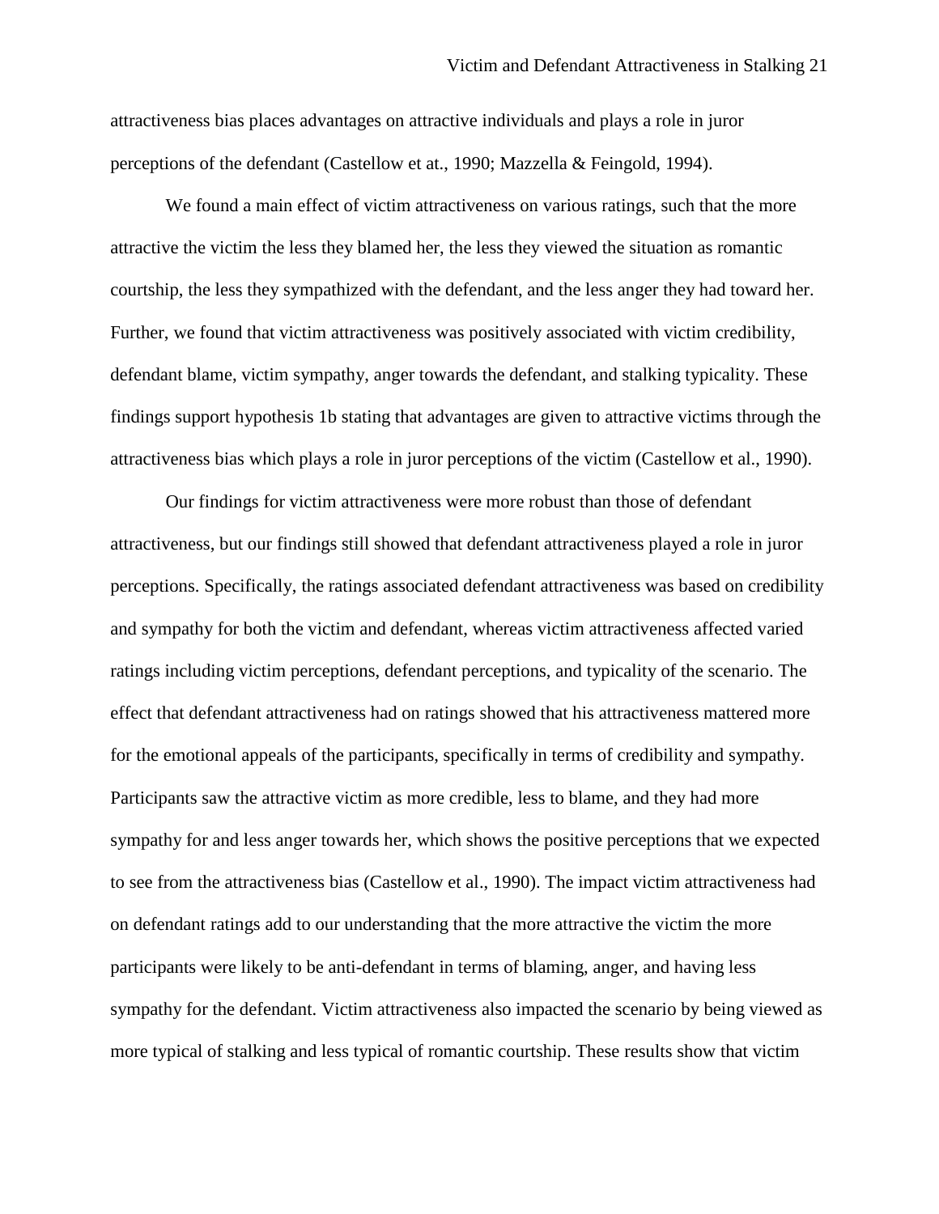attractiveness bias places advantages on attractive individuals and plays a role in juror perceptions of the defendant (Castellow et at., 1990; Mazzella & Feingold, 1994).

We found a main effect of victim attractiveness on various ratings, such that the more attractive the victim the less they blamed her, the less they viewed the situation as romantic courtship, the less they sympathized with the defendant, and the less anger they had toward her. Further, we found that victim attractiveness was positively associated with victim credibility, defendant blame, victim sympathy, anger towards the defendant, and stalking typicality. These findings support hypothesis 1b stating that advantages are given to attractive victims through the attractiveness bias which plays a role in juror perceptions of the victim (Castellow et al., 1990).

Our findings for victim attractiveness were more robust than those of defendant attractiveness, but our findings still showed that defendant attractiveness played a role in juror perceptions. Specifically, the ratings associated defendant attractiveness was based on credibility and sympathy for both the victim and defendant, whereas victim attractiveness affected varied ratings including victim perceptions, defendant perceptions, and typicality of the scenario. The effect that defendant attractiveness had on ratings showed that his attractiveness mattered more for the emotional appeals of the participants, specifically in terms of credibility and sympathy. Participants saw the attractive victim as more credible, less to blame, and they had more sympathy for and less anger towards her, which shows the positive perceptions that we expected to see from the attractiveness bias (Castellow et al., 1990). The impact victim attractiveness had on defendant ratings add to our understanding that the more attractive the victim the more participants were likely to be anti-defendant in terms of blaming, anger, and having less sympathy for the defendant. Victim attractiveness also impacted the scenario by being viewed as more typical of stalking and less typical of romantic courtship. These results show that victim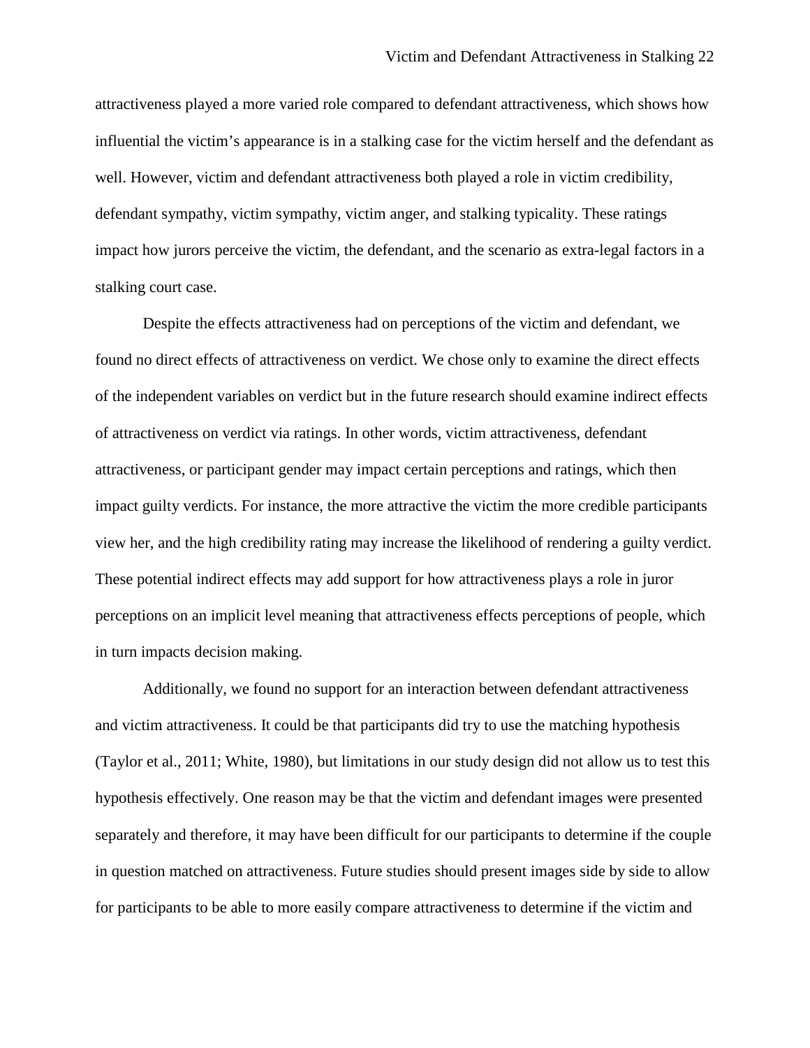attractiveness played a more varied role compared to defendant attractiveness, which shows how influential the victim's appearance is in a stalking case for the victim herself and the defendant as well. However, victim and defendant attractiveness both played a role in victim credibility, defendant sympathy, victim sympathy, victim anger, and stalking typicality. These ratings impact how jurors perceive the victim, the defendant, and the scenario as extra-legal factors in a stalking court case.

Despite the effects attractiveness had on perceptions of the victim and defendant, we found no direct effects of attractiveness on verdict. We chose only to examine the direct effects of the independent variables on verdict but in the future research should examine indirect effects of attractiveness on verdict via ratings. In other words, victim attractiveness, defendant attractiveness, or participant gender may impact certain perceptions and ratings, which then impact guilty verdicts. For instance, the more attractive the victim the more credible participants view her, and the high credibility rating may increase the likelihood of rendering a guilty verdict. These potential indirect effects may add support for how attractiveness plays a role in juror perceptions on an implicit level meaning that attractiveness effects perceptions of people, which in turn impacts decision making.

Additionally, we found no support for an interaction between defendant attractiveness and victim attractiveness. It could be that participants did try to use the matching hypothesis (Taylor et al., 2011; White, 1980), but limitations in our study design did not allow us to test this hypothesis effectively. One reason may be that the victim and defendant images were presented separately and therefore, it may have been difficult for our participants to determine if the couple in question matched on attractiveness. Future studies should present images side by side to allow for participants to be able to more easily compare attractiveness to determine if the victim and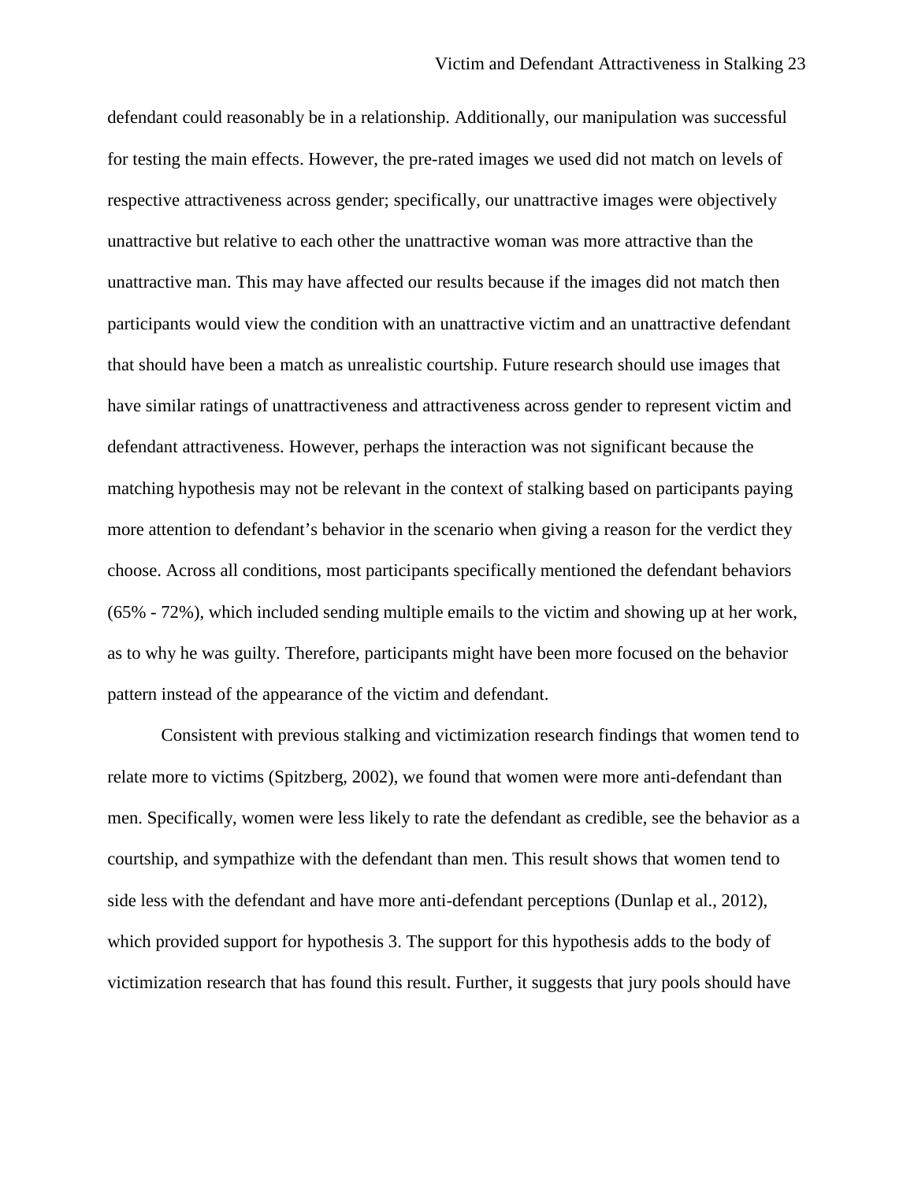defendant could reasonably be in a relationship. Additionally, our manipulation was successful for testing the main effects. However, the pre-rated images we used did not match on levels of respective attractiveness across gender; specifically, our unattractive images were objectively unattractive but relative to each other the unattractive woman was more attractive than the unattractive man. This may have affected our results because if the images did not match then participants would view the condition with an unattractive victim and an unattractive defendant that should have been a match as unrealistic courtship. Future research should use images that have similar ratings of unattractiveness and attractiveness across gender to represent victim and defendant attractiveness. However, perhaps the interaction was not significant because the matching hypothesis may not be relevant in the context of stalking based on participants paying more attention to defendant's behavior in the scenario when giving a reason for the verdict they choose. Across all conditions, most participants specifically mentioned the defendant behaviors (65% - 72%), which included sending multiple emails to the victim and showing up at her work, as to why he was guilty. Therefore, participants might have been more focused on the behavior pattern instead of the appearance of the victim and defendant.

Consistent with previous stalking and victimization research findings that women tend to relate more to victims (Spitzberg, 2002), we found that women were more anti-defendant than men. Specifically, women were less likely to rate the defendant as credible, see the behavior as a courtship, and sympathize with the defendant than men. This result shows that women tend to side less with the defendant and have more anti-defendant perceptions (Dunlap et al., 2012), which provided support for hypothesis 3. The support for this hypothesis adds to the body of victimization research that has found this result. Further, it suggests that jury pools should have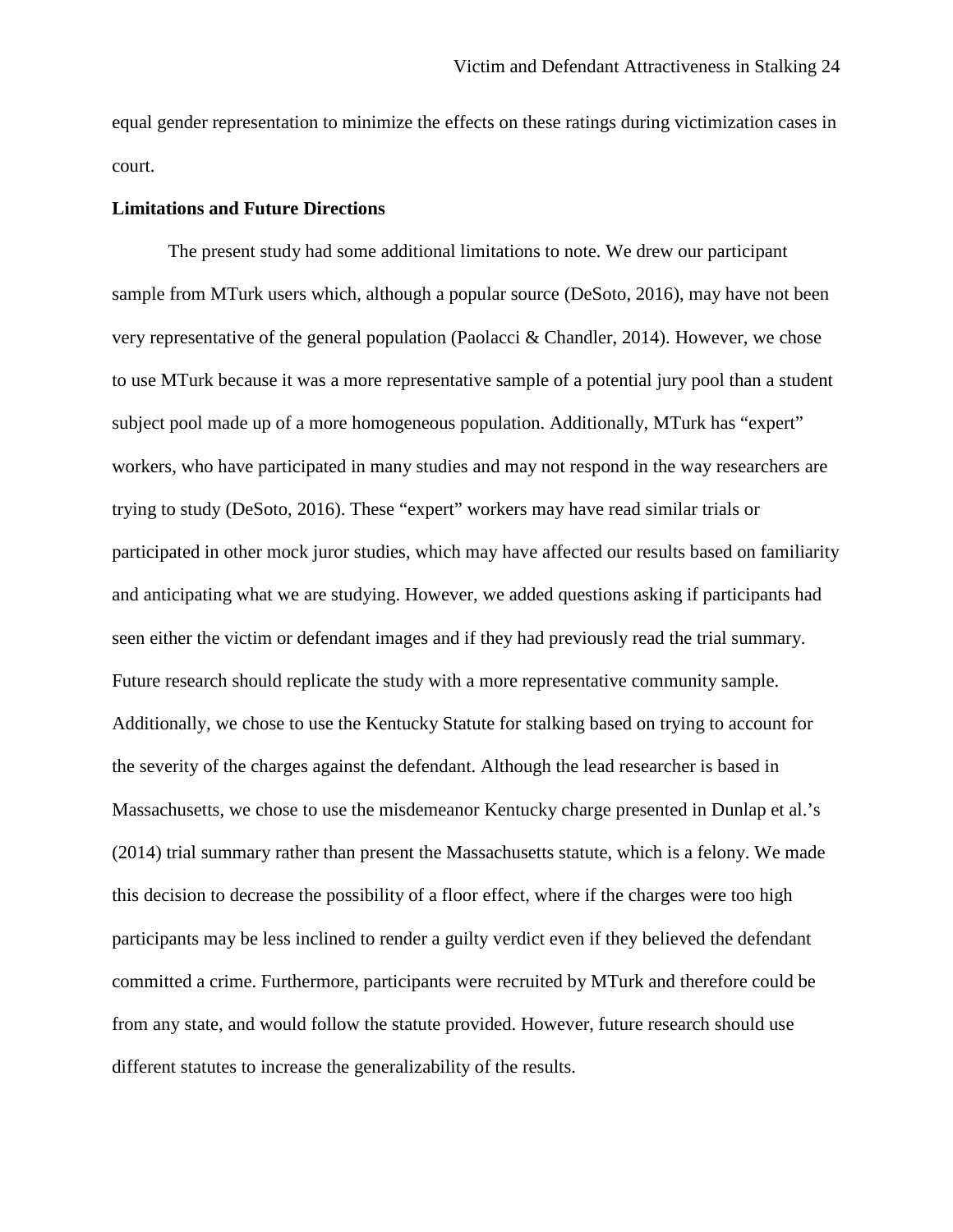equal gender representation to minimize the effects on these ratings during victimization cases in court.

**Limitations and Future Directions**

The present study had some additional limitations to note. We drew our participant sample from MTurk users which, although a popular source (DeSoto, 2016), may have not been very representative of the general population (Paolacci & Chandler, 2014). However, we chose to use MTurk because it was a more representative sample of a potential jury pool than a student subject pool made up of a more homogeneous population. Additionally, MTurk has "expert" workers, who have participated in many studies and may not respond in the way researchers are trying to study (DeSoto, 2016). These "expert" workers may have read similar trials or participated in other mock juror studies, which may have affected our results based on familiarity and anticipating what we are studying. However, we added questions asking if participants had seen either the victim or defendant images and if they had previously read the trial summary. Future research should replicate the study with a more representative community sample. Additionally, we chose to use the Kentucky Statute for stalking based on trying to account for the severity of the charges against the defendant. Although the lead researcher is based in Massachusetts, we chose to use the misdemeanor Kentucky charge presented in Dunlap et al.'s (2014) trial summary rather than present the Massachusetts statute, which is a felony. We made this decision to decrease the possibility of a floor effect, where if the charges were too high participants may be less inclined to render a guilty verdict even if they believed the defendant committed a crime. Furthermore, participants were recruited by MTurk and therefore could be from any state, and would follow the statute provided. However, future research should use different statutes to increase the generalizability of the results.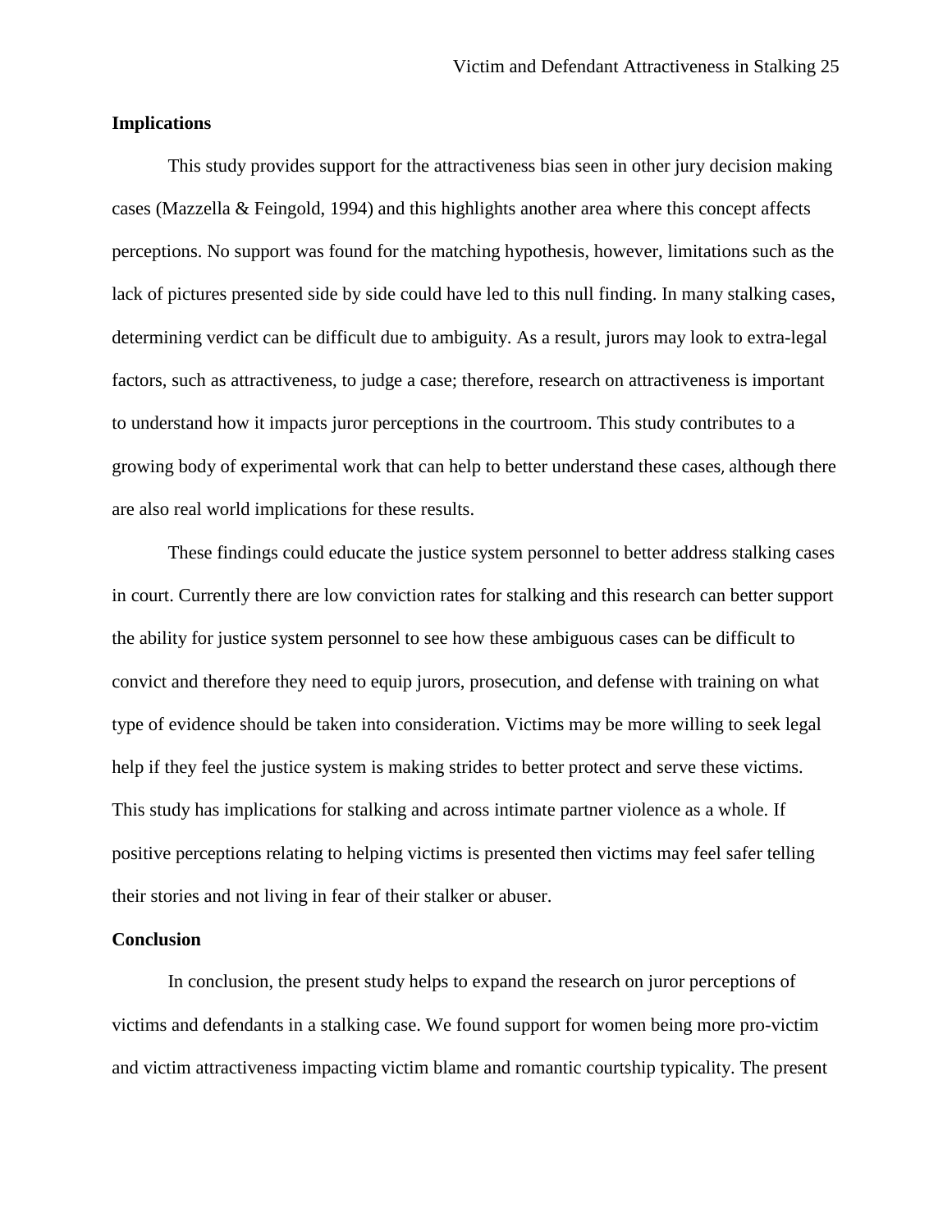## Implications

This study provides support for the attractiveness bias seen in other jury decision making cases (Mazzella & Feingold, 1994) and this highlights another area where this concept affects perceptions. No support was found for the matching hypothesis, however, limitations such as the lack of pictures presented side by side could have led to this null finding. In many stalking cases, determining verdict can be difficult due to ambiguity. As a result, jurors may look to extra-legal factors, such as attractiveness, to judge a case; therefore, research on attractiveness is important to understand how it impacts juror perceptions in the courtroom. This study contributes to a growing body of experimental work that can help to better understand these cases, although there are also real world implications for these results.

These findings could educate the justice system personnel to better address stalking cases in court. Currently there are low conviction rates for stalking and this research can better support the ability for justice system personnel to see how these ambiguous cases can be difficult to convict and therefore they need to equip jurors, prosecution, and defense with training on what type of evidence should be taken into consideration. Victims may be more willing to seek legal help if they feel the justice system is making strides to better protect and serve these victims. This study has implications for stalking and across intimate partner violence as a whole. If positive perceptions relating to helping victims is presented then victims may feel safer telling their stories and not living in fear of their stalker or abuser.

## Conclusion

In conclusion, the present study helps to expand the research on juror perceptions of victims and defendants in a stalking case. We found support for women being more pro-victim and victim attractiveness impacting victim blame and romantic courtship typicality. The present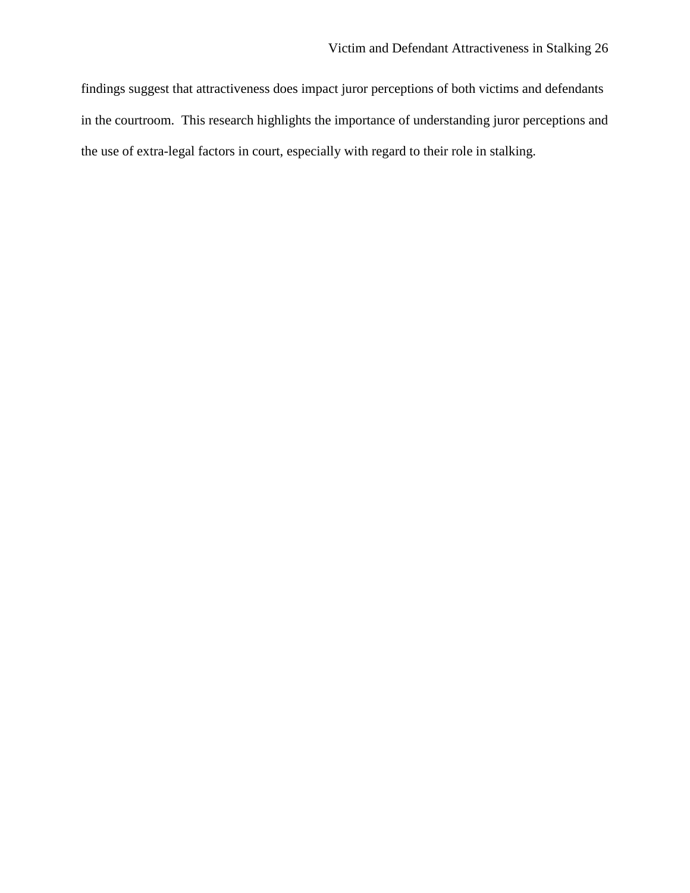findings suggest that attractiveness does impact juror perceptions of both victims and defendants in the courtroom. This research highlights the importance of understanding juror perceptions and the use of extra-legal factors in court, especially with regard to their role in stalking.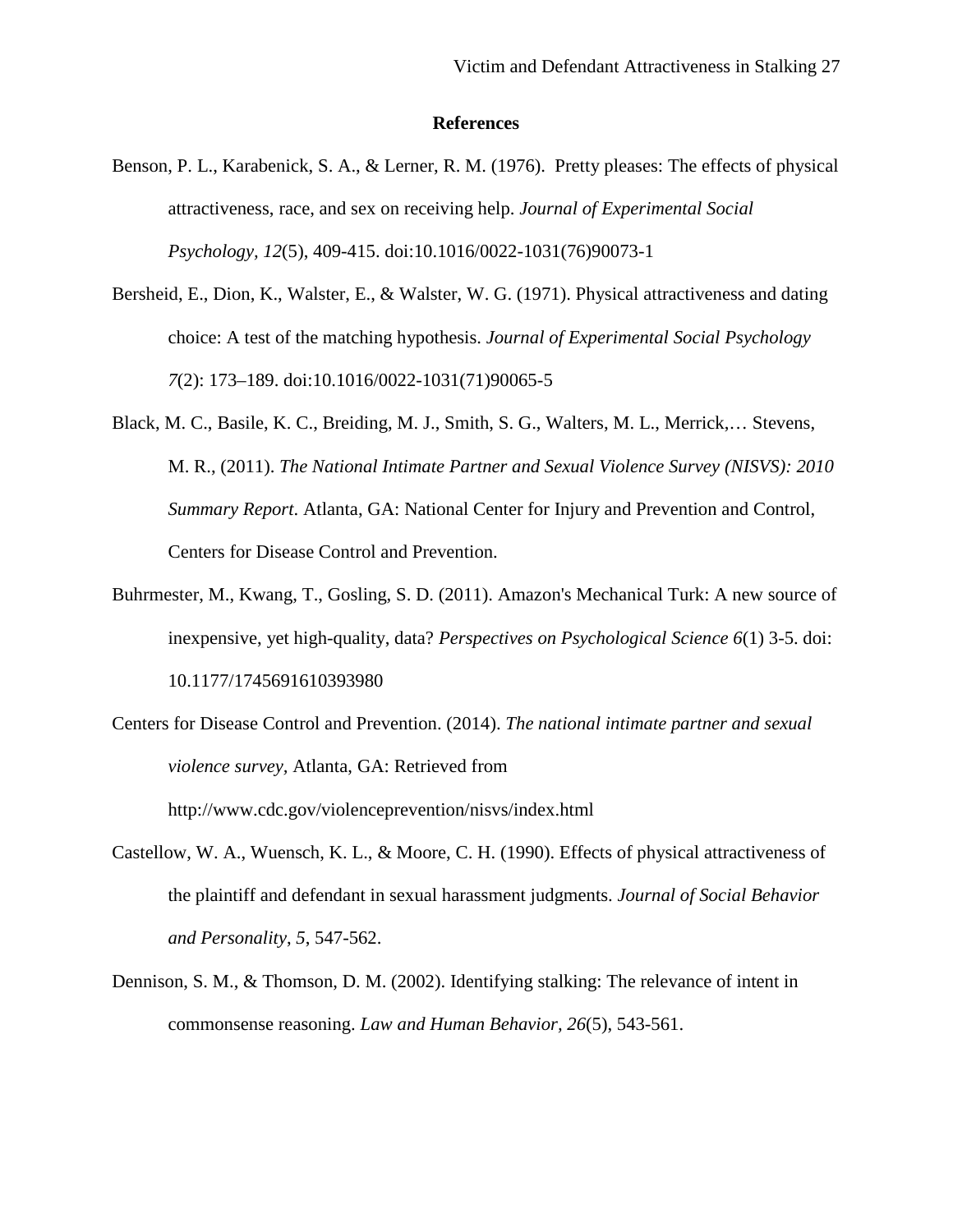# References

Benson, P. L., Karabenick, S. A., & Lerner, R. M. (1976). Pretty pleases: The effects of physical attractiveness, race, and sex on receiving help. *Journal of Experimental Social Psychology*, *12*(5), 409-415. doi:10.1016/0022-1031(76)90073-1

Bersheid, E., Dion, K., Walster, E., & Walster, W. G. (1971). Physical attractiveness and dating choice: A test of the matching hypothesis. *Journal of Experimental Social Psychology 7*(2): 173–189. doi:10.1016/0022-1031(71)90065-5

Black, M. C., Basile, K. C., Breiding, M. J., Smith, S. G., Walters, M. L., Merrick,… Stevens, M. R., (2011). *The National Intimate Partner and Sexual Violence Survey (NISVS): 2010 Summary Report*. Atlanta, GA: National Center for Injury and Prevention and Control, Centers for Disease Control and Prevention.

Buhrmester, M., Kwang, T., Gosling, S. D. (2011). Amazon's Mechanical Turk: A new source of inexpensive, yet high-quality, data? *Perspectives on Psychological Science 6*(1) 3-5. doi: 10.1177/1745691610393980

Centers for Disease Control and Prevention. (2014). *The national intimate partner and sexual violence survey*, Atlanta, GA: Retrieved from http://www.cdc.gov/violenceprevention/nisvs/index.html

Castellow, W. A., Wuensch, K. L., & Moore, C. H. (1990). Effects of physical attractiveness of the plaintiff and defendant in sexual harassment judgments. *Journal of Social Behavior and Personality*, *5*, 547-562.

Dennison, S. M., & Thomson, D. M. (2002). Identifying stalking: The relevance of intent in commonsense reasoning. *Law and Human Behavior*, *26*(5), 543-561.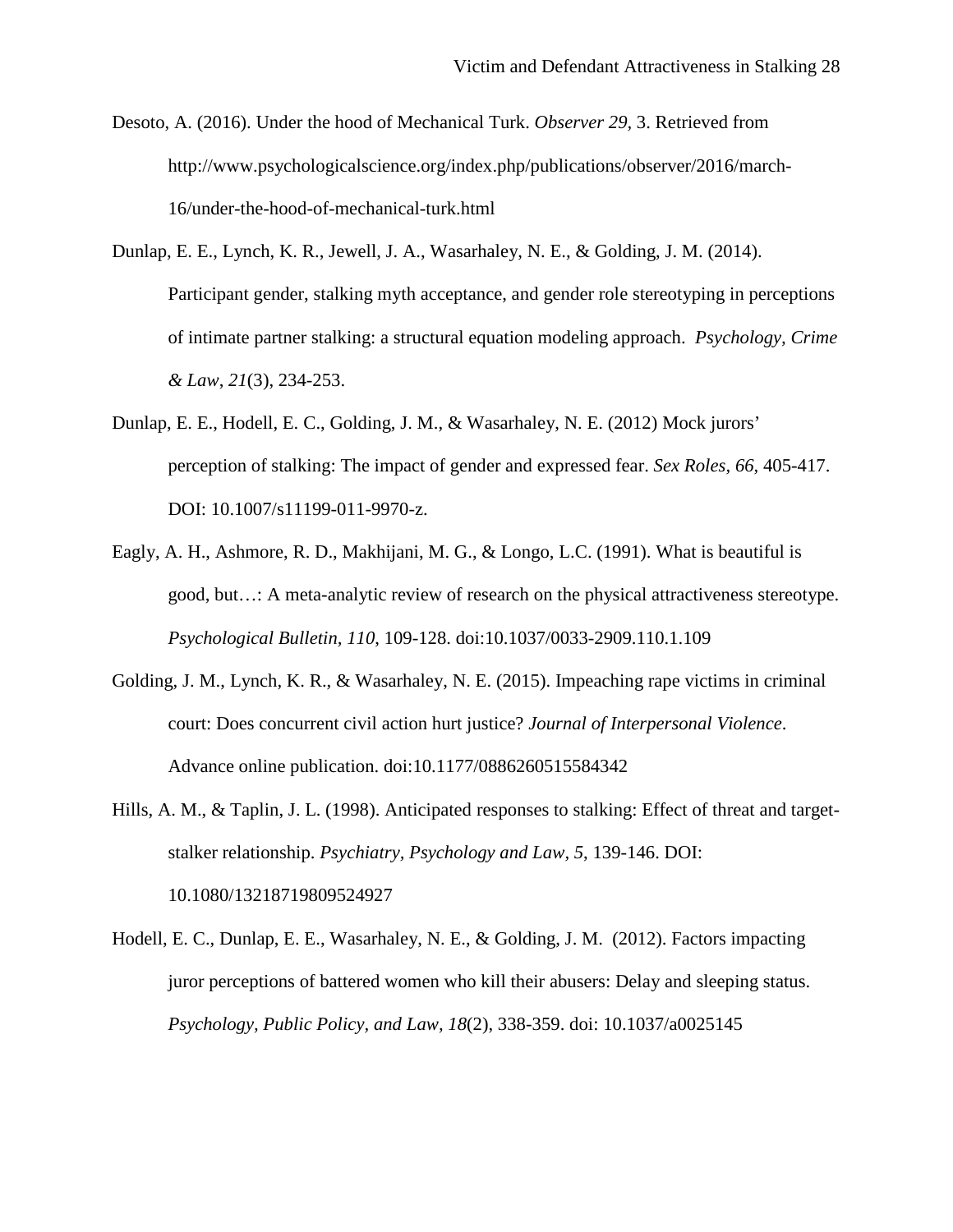Desoto, A. (2016). Under the hood of Mechanical Turk. *Observer 29*, 3. Retrieved from http://www.psychologicalscience.org/index.php/publications/observer/2016/march-16/under-the-hood-of-mechanical-turk.html

Dunlap, E. E., Lynch, K. R., Jewell, J. A., Wasarhaley, N. E., & Golding, J. M. (2014). Participant gender, stalking myth acceptance, and gender role stereotyping in perceptions of intimate partner stalking: a structural equation modeling approach. *Psychology, Crime & Law*, *21*(3), 234-253.

Dunlap, E. E., Hodell, E. C., Golding, J. M., & Wasarhaley, N. E. (2012) Mock jurors' perception of stalking: The impact of gender and expressed fear. *Sex Roles, 66*, 405-417. DOI: 10.1007/s11199-011-9970-z.

Eagly, A. H., Ashmore, R. D., Makhijani, M. G., & Longo, L.C. (1991). What is beautiful is good, but…: A meta-analytic review of research on the physical attractiveness stereotype. *Psychological Bulletin, 110*, 109-128. doi:10.1037/0033-2909.110.1.109

Golding, J. M., Lynch, K. R., & Wasarhaley, N. E. (2015). Impeaching rape victims in criminal court: Does concurrent civil action hurt justice? *Journal of Interpersonal Violence*. Advance online publication. doi:10.1177/0886260515584342

Hills, A. M., & Taplin, J. L. (1998). Anticipated responses to stalking: Effect of threat and target-stalker relationship. *Psychiatry, Psychology and Law*, *5*, 139-146. DOI: 10.1080/13218719809524927

Hodell, E. C., Dunlap, E. E., Wasarhaley, N. E., & Golding, J. M. (2012). Factors impacting juror perceptions of battered women who kill their abusers: Delay and sleeping status. *Psychology, Public Policy, and Law*, *18*(2), 338-359. doi: 10.1037/a0025145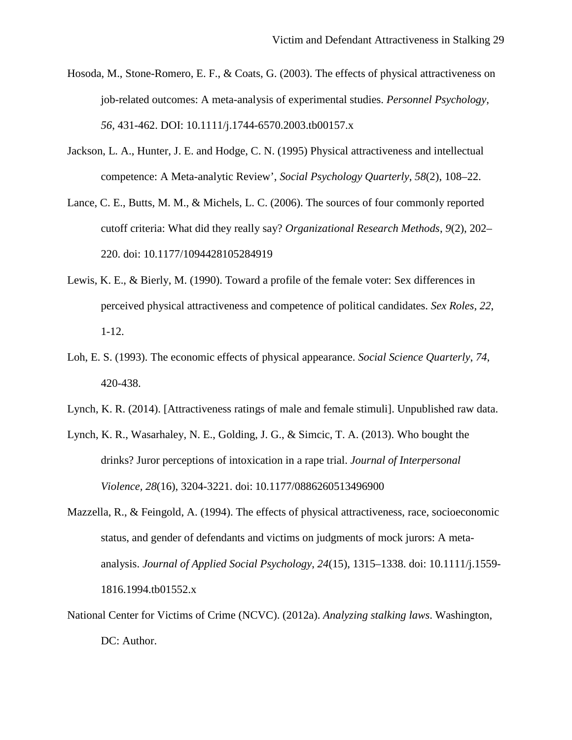Hosoda, M., Stone-Romero, E. F., & Coats, G. (2003). The effects of physical attractiveness on job-related outcomes: A meta-analysis of experimental studies. *Personnel Psychology, 56*, 431-462. DOI: 10.1111/j.1744-6570.2003.tb00157.x

Jackson, L. A., Hunter, J. E. and Hodge, C. N. (1995) Physical attractiveness and intellectual competence: A Meta-analytic Review', *Social Psychology Quarterly*, *58*(2), 108–22.

Lance, C. E., Butts, M. M., & Michels, L. C. (2006). The sources of four commonly reported cutoff criteria: What did they really say? *Organizational Research Methods*, *9*(2), 202–220. doi: 10.1177/1094428105284919

Lewis, K. E., & Bierly, M. (1990). Toward a profile of the female voter: Sex differences in perceived physical attractiveness and competence of political candidates. *Sex Roles*, *22*, 1-12.

Loh, E. S. (1993). The economic effects of physical appearance. *Social Science Quarterly*, *74*, 420-438.

Lynch, K. R. (2014). [Attractiveness ratings of male and female stimuli]. Unpublished raw data.

Lynch, K. R., Wasarhaley, N. E., Golding, J. G., & Simcic, T. A. (2013). Who bought the drinks? Juror perceptions of intoxication in a rape trial. *Journal of Interpersonal Violence*, *28*(16), 3204-3221. doi: 10.1177/0886260513496900

Mazzella, R., & Feingold, A. (1994). The effects of physical attractiveness, race, socioeconomic status, and gender of defendants and victims on judgments of mock jurors: A meta-analysis. *Journal of Applied Social Psychology*, *24*(15), 1315–1338. doi: 10.1111/j.1559-1816.1994.tb01552.x

National Center for Victims of Crime (NCVC). (2012a). *Analyzing stalking laws*. Washington, DC: Author.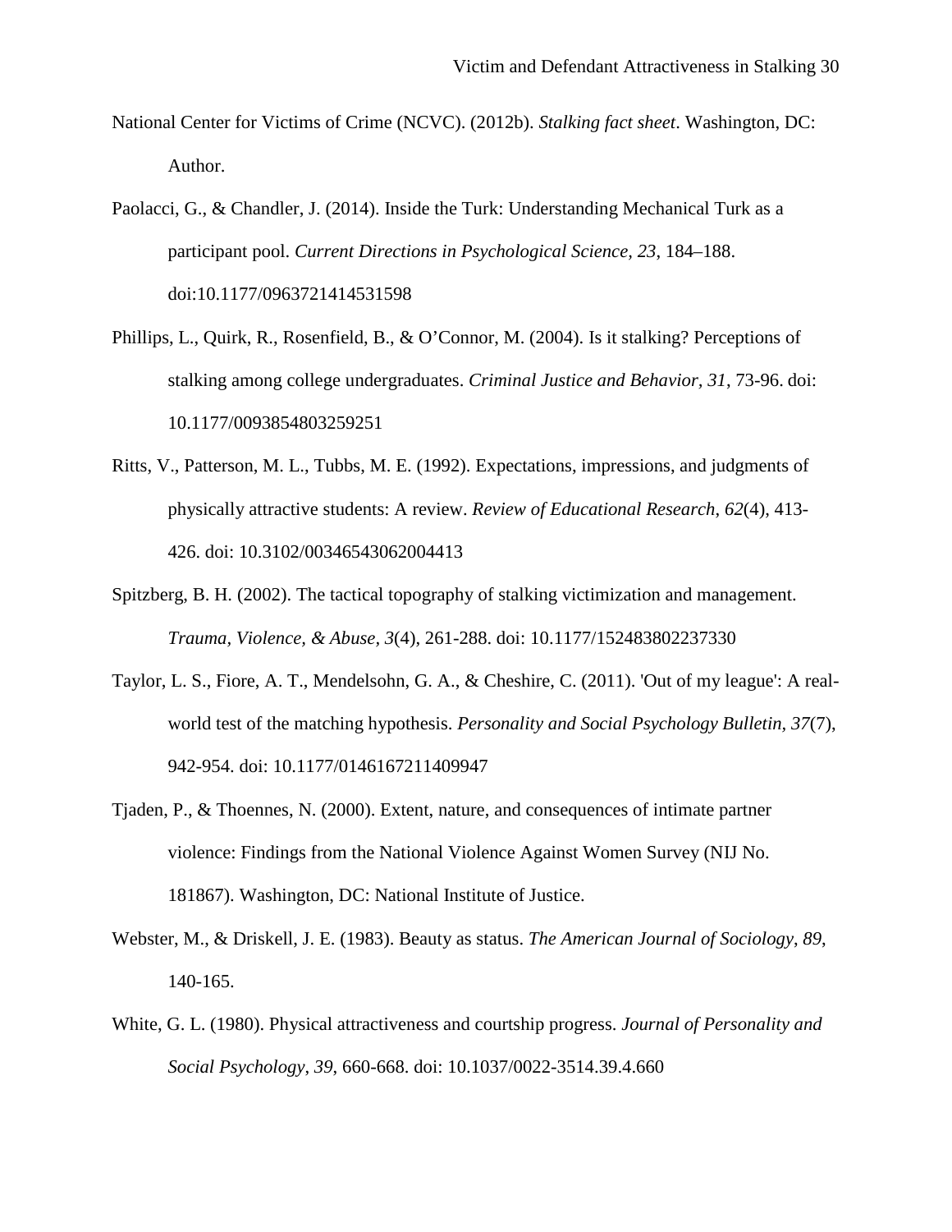National Center for Victims of Crime (NCVC). (2012b). *Stalking fact sheet*. Washington, DC: Author.

Paolacci, G., & Chandler, J. (2014). Inside the Turk: Understanding Mechanical Turk as a participant pool. *Current Directions in Psychological Science, 23*, 184–188. doi:10.1177/0963721414531598

Phillips, L., Quirk, R., Rosenfield, B., & O'Connor, M. (2004). Is it stalking? Perceptions of stalking among college undergraduates. *Criminal Justice and Behavior, 31*, 73-96. doi: 10.1177/0093854803259251

Ritts, V., Patterson, M. L., Tubbs, M. E. (1992). Expectations, impressions, and judgments of physically attractive students: A review. *Review of Educational Research*, *62*(4), 413-426. doi: 10.3102/00346543062004413

Spitzberg, B. H. (2002). The tactical topography of stalking victimization and management. *Trauma, Violence, & Abuse, 3*(4), 261-288. doi: 10.1177/152483802237330

Taylor, L. S., Fiore, A. T., Mendelsohn, G. A., & Cheshire, C. (2011). 'Out of my league': A real-world test of the matching hypothesis. *Personality and Social Psychology Bulletin, 37*(7), 942-954. doi: 10.1177/0146167211409947

Tjaden, P., & Thoennes, N. (2000). Extent, nature, and consequences of intimate partner violence: Findings from the National Violence Against Women Survey (NIJ No. 181867). Washington, DC: National Institute of Justice.

Webster, M., & Driskell, J. E. (1983). Beauty as status. *The American Journal of Sociology*, *89*, 140-165.

White, G. L. (1980). Physical attractiveness and courtship progress. *Journal of Personality and Social Psychology*, *39*, 660-668. doi: 10.1037/0022-3514.39.4.660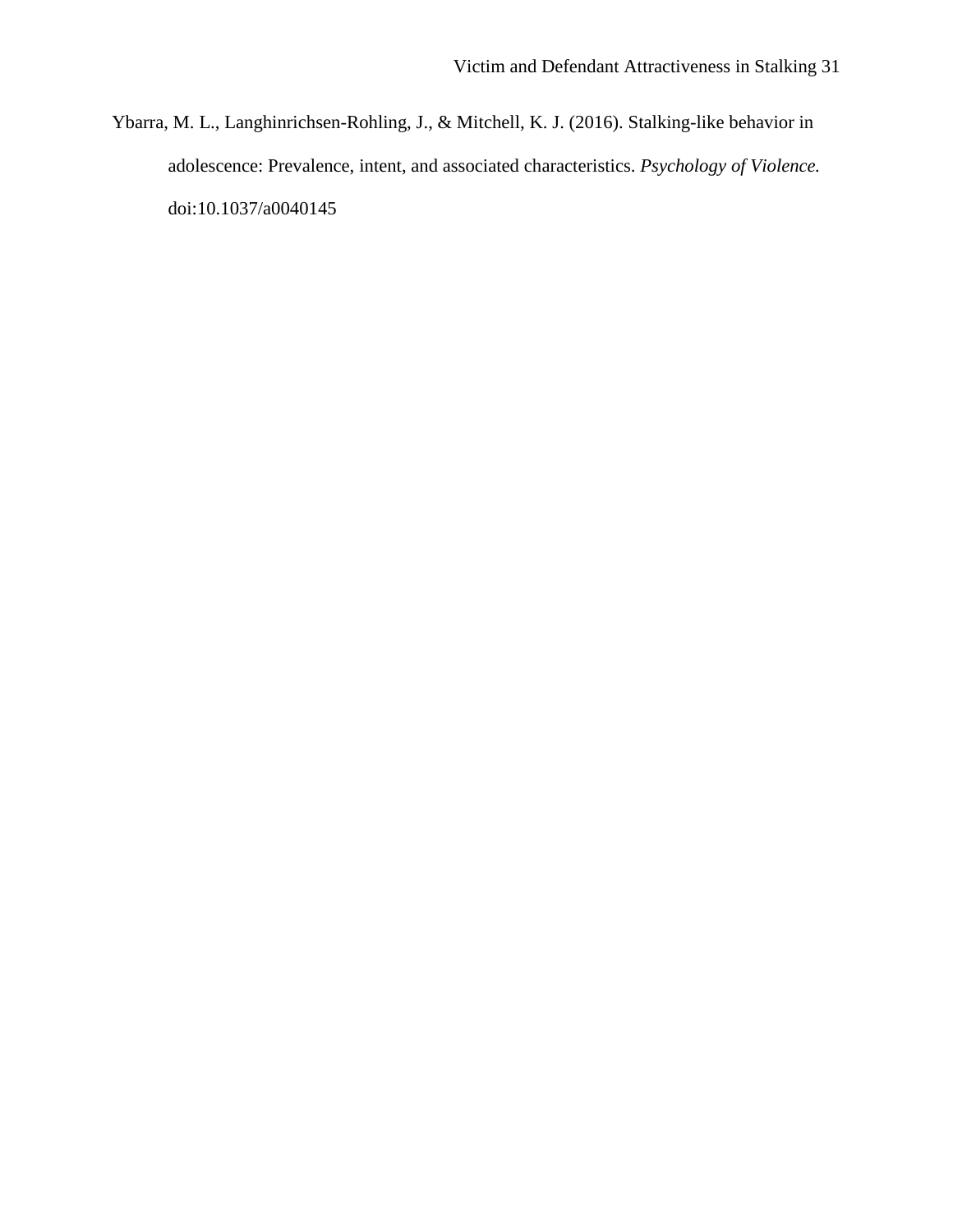Ybarra, M. L., Langhinrichsen-Rohling, J., & Mitchell, K. J. (2016). Stalking-like behavior in adolescence: Prevalence, intent, and associated characteristics. *Psychology of Violence.* doi:10.1037/a0040145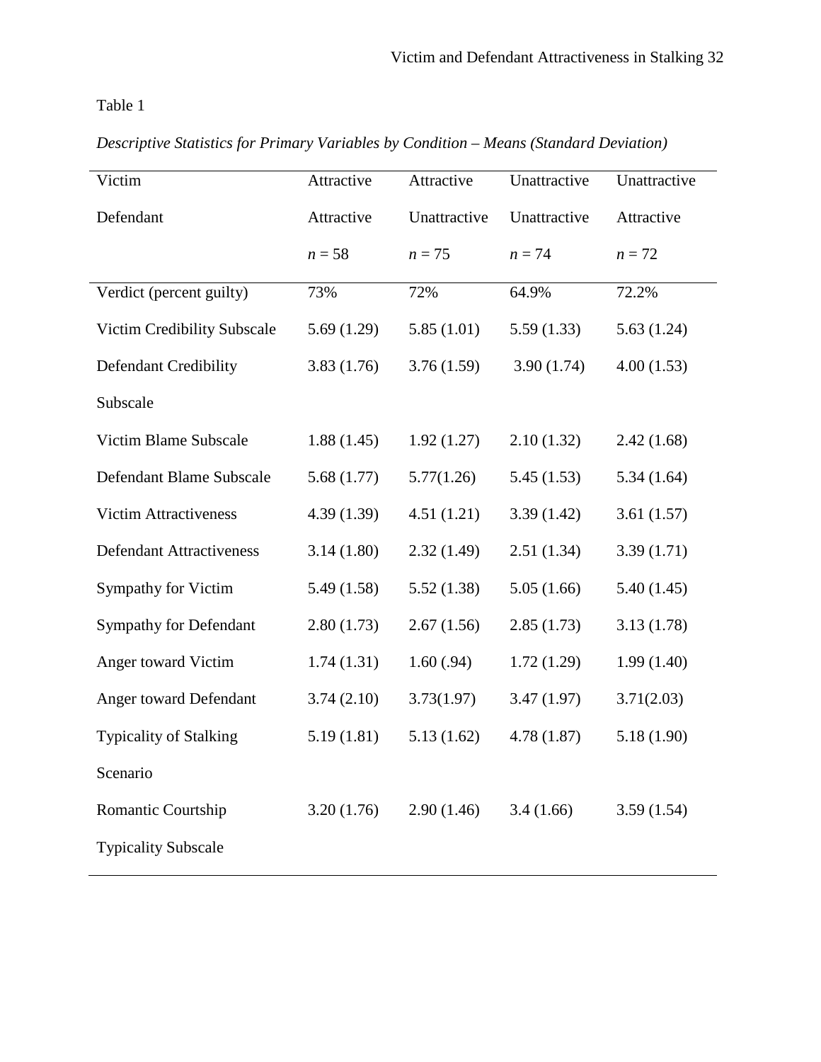Table 1

*Descriptive Statistics for Primary Variables by Condition – Means (Standard Deviation)*

| Victim | Attractive | Attractive | Unattractive | Unattractive |
|---|---|---|---|---|
| Defendant | Attractive | Unattractive | Unattractive | Attractive |
| | *n* = 58 | *n* = 75 | *n* = 74 | *n* = 72 |
| Verdict (percent guilty) | 73% | 72% | 64.9% | 72.2% |
| Victim Credibility Subscale | 5.69 (1.29) | 5.85 (1.01) | 5.59 (1.33) | 5.63 (1.24) |
| Defendant Credibility Subscale | 3.83 (1.76) | 3.76 (1.59) | 3.90 (1.74) | 4.00 (1.53) |
| Victim Blame Subscale | 1.88 (1.45) | 1.92 (1.27) | 2.10 (1.32) | 2.42 (1.68) |
| Defendant Blame Subscale | 5.68 (1.77) | 5.77(1.26) | 5.45 (1.53) | 5.34 (1.64) |
| Victim Attractiveness | 4.39 (1.39) | 4.51 (1.21) | 3.39 (1.42) | 3.61 (1.57) |
| Defendant Attractiveness | 3.14 (1.80) | 2.32 (1.49) | 2.51 (1.34) | 3.39 (1.71) |
| Sympathy for Victim | 5.49 (1.58) | 5.52 (1.38) | 5.05 (1.66) | 5.40 (1.45) |
| Sympathy for Defendant | 2.80 (1.73) | 2.67 (1.56) | 2.85 (1.73) | 3.13 (1.78) |
| Anger toward Victim | 1.74 (1.31) | 1.60 (.94) | 1.72 (1.29) | 1.99 (1.40) |
| Anger toward Defendant | 3.74 (2.10) | 3.73(1.97) | 3.47 (1.97) | 3.71(2.03) |
| Typicality of Stalking Scenario | 5.19 (1.81) | 5.13 (1.62) | 4.78 (1.87) | 5.18 (1.90) |
| Romantic Courtship Typicality Subscale | 3.20 (1.76) | 2.90 (1.46) | 3.4 (1.66) | 3.59 (1.54) |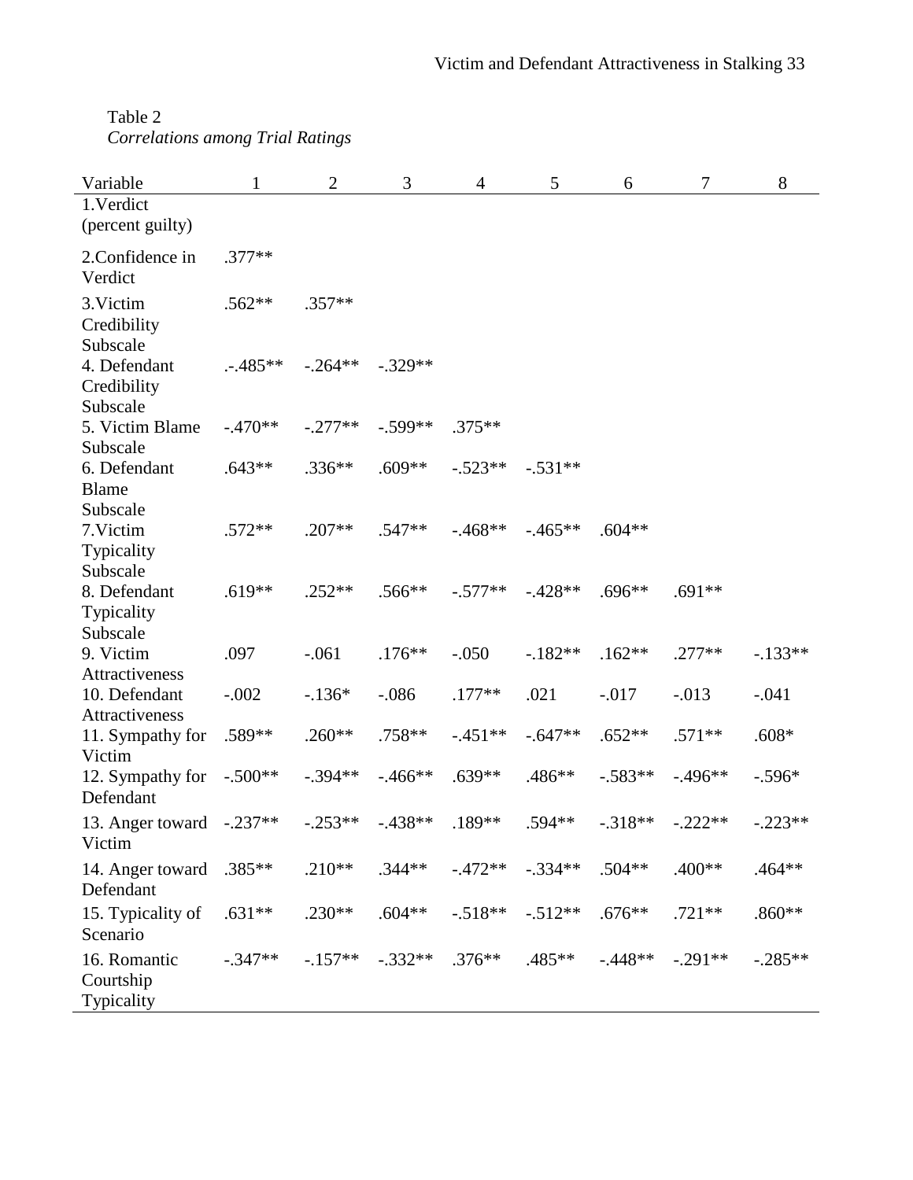Table 2

*Correlations among Trial Ratings*

| Variable | 1 | 2 | 3 | 4 | 5 | 6 | 7 | 8 |
|---|---|---|---|---|---|---|---|---|
| 1.Verdict (percent guilty) | | | | | | | | |
| 2.Confidence in Verdict | .377** | | | | | | | |
| 3.Victim Credibility Subscale | .562** | .357** | | | | | | |
| 4. Defendant Credibility Subscale | .-.485** | -.264** | -.329** | | | | | |
| 5. Victim Blame Subscale | -.470** | -.277** | -.599** | .375** | | | | |
| 6. Defendant Blame Subscale | .643** | .336** | .609** | -.523** | -.531** | | | |
| 7.Victim Typicality Subscale | .572** | .207** | .547** | -.468** | -.465** | .604** | | |
| 8. Defendant Typicality Subscale | .619** | .252** | .566** | -.577** | -.428** | .696** | .691** | |
| 9. Victim Attractiveness | .097 | -.061 | .176** | -.050 | -.182** | .162** | .277** | -.133** |
| 10. Defendant Attractiveness | -.002 | -.136* | -.086 | .177** | .021 | -.017 | -.013 | -.041 |
| 11. Sympathy for Victim | .589** | .260** | .758** | -.451** | -.647** | .652** | .571** | .608* |
| 12. Sympathy for Defendant | -.500** | -.394** | -.466** | .639** | .486** | -.583** | -.496** | -.596* |
| 13. Anger toward Victim | -.237** | -.253** | -.438** | .189** | .594** | -.318** | -.222** | -.223** |
| 14. Anger toward Defendant | .385** | .210** | .344** | -.472** | -.334** | .504** | .400** | .464** |
| 15. Typicality of Scenario | .631** | .230** | .604** | -.518** | -.512** | .676** | .721** | .860** |
| 16. Romantic Courtship Typicality | -.347** | -.157** | -.332** | .376** | .485** | -.448** | -.291** | -.285** |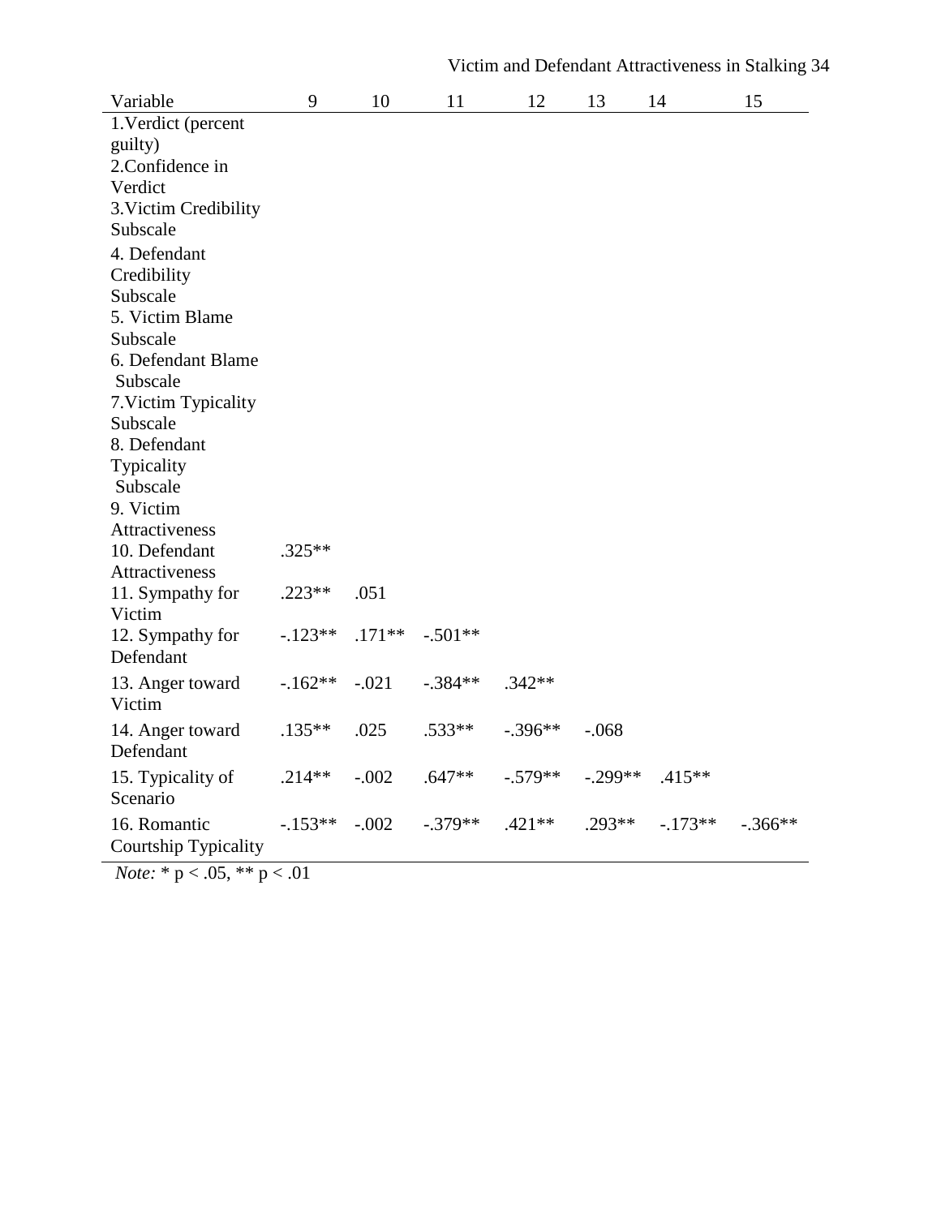| Variable | 9 | 10 | 11 | 12 | 13 | 14 | 15 |
|---|---|---|---|---|---|---|---|
| 1.Verdict (percent guilty) | | | | | | | |
| 2.Confidence in Verdict | | | | | | | |
| 3.Victim Credibility Subscale | | | | | | | |
| 4. Defendant Credibility Subscale | | | | | | | |
| 5. Victim Blame Subscale | | | | | | | |
| 6. Defendant Blame Subscale | | | | | | | |
| 7.Victim Typicality Subscale | | | | | | | |
| 8. Defendant Typicality Subscale | | | | | | | |
| 9. Victim Attractiveness | | | | | | | |
| 10. Defendant Attractiveness | .325** | | | | | | |
| 11. Sympathy for Victim | .223** | .051 | | | | | |
| 12. Sympathy for Defendant | -.123** | .171** | -.501** | | | | |
| 13. Anger toward Victim | -.162** | -.021 | -.384** | .342** | | | |
| 14. Anger toward Defendant | .135** | .025 | .533** | -.396** | -.068 | | |
| 15. Typicality of Scenario | .214** | -.002 | .647** | -.579** | -.299** | .415** | |
| 16. Romantic Courtship Typicality | -.153** | -.002 | -.379** | .421** | .293** | -.173** | -.366** |

*Note:* * $p < .05$, ** $p < .01$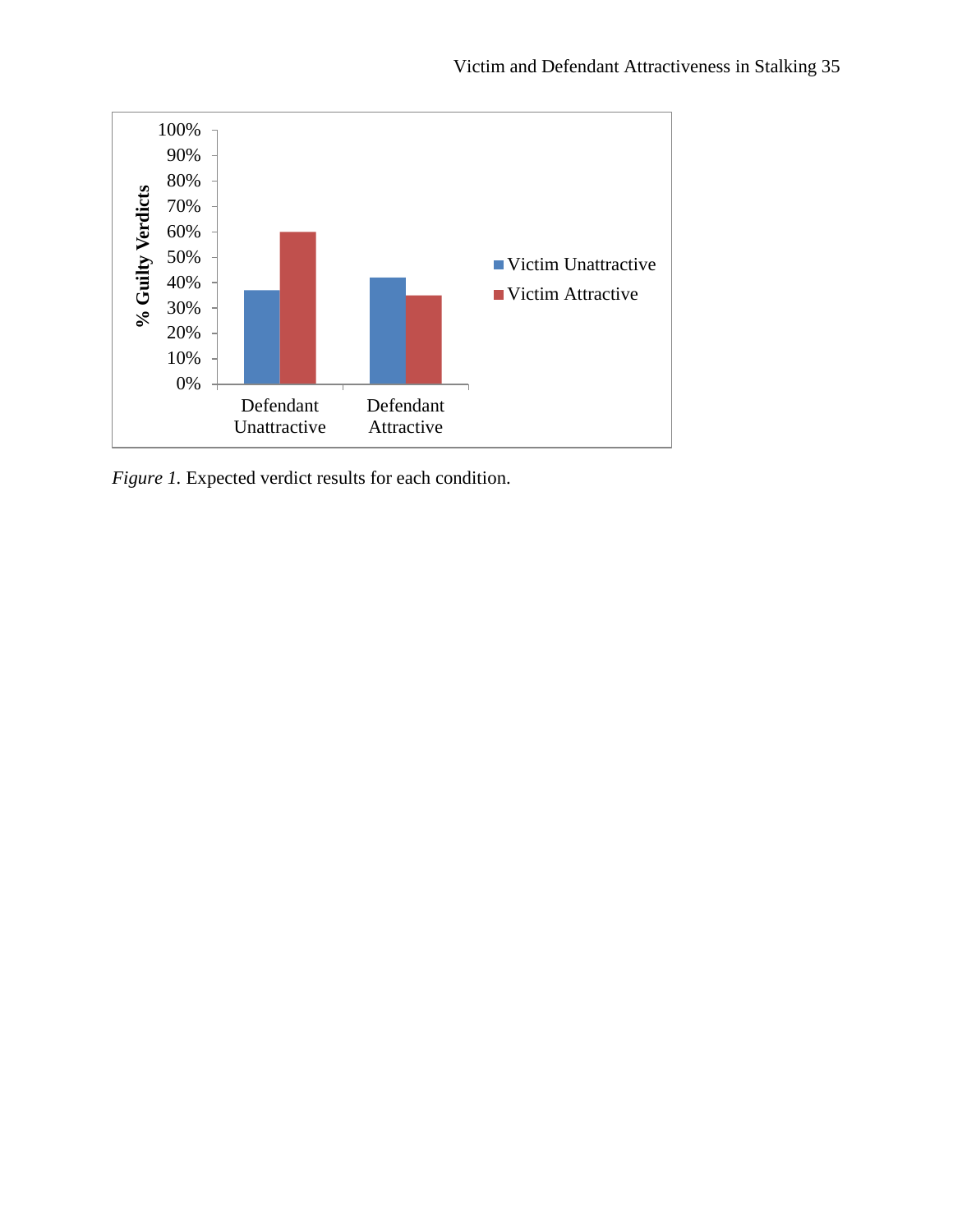*Figure 1.* Expected verdict results for each condition.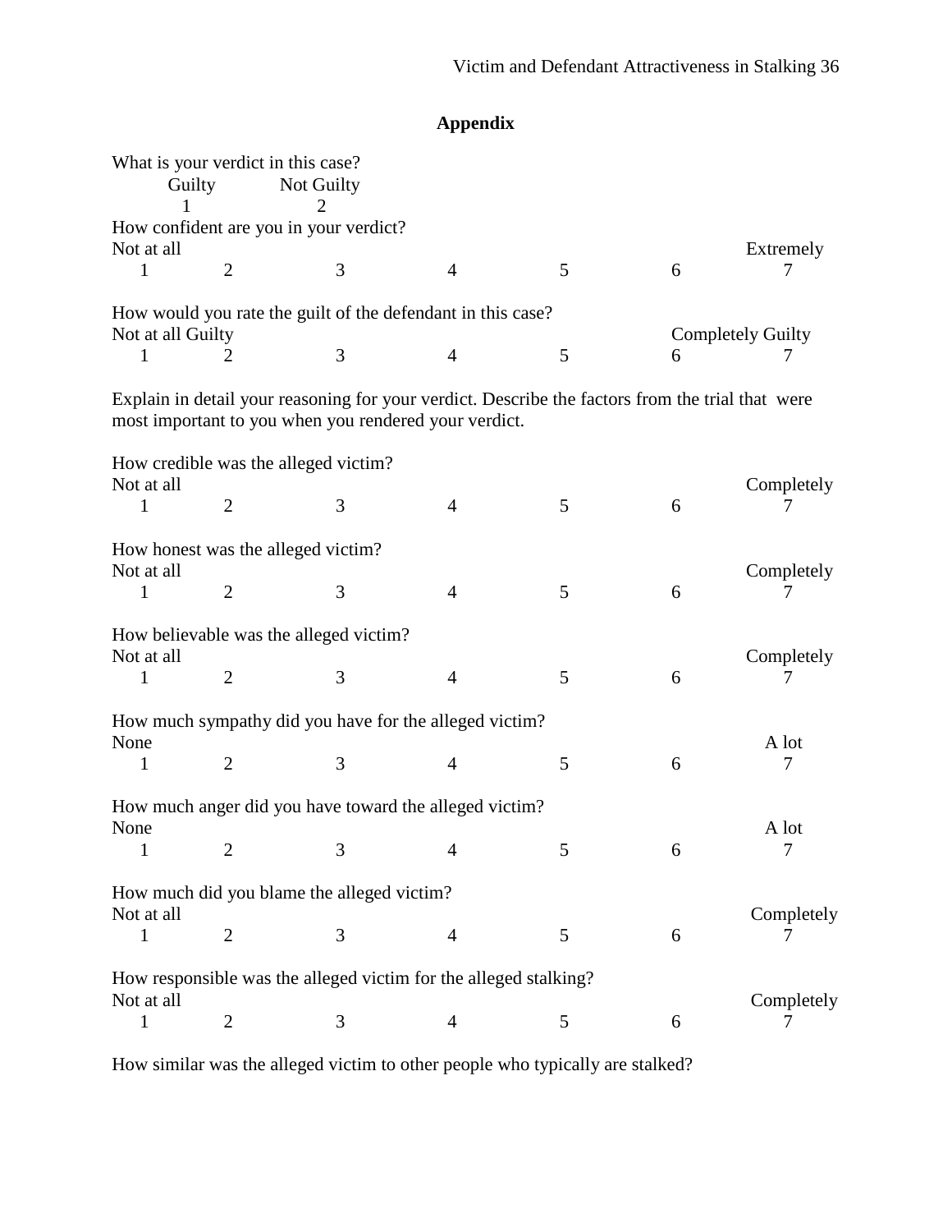## Appendix

What is your verdict in this case?

| Guilty | Not Guilty |
|---|---|
| 1 | 2 |

How confident are you in your verdict?

| Not at all | | | | | | Extremely |
|---|---|---|---|---|---|---|
| 1 | 2 | 3 | 4 | 5 | 6 | 7 |

How would you rate the guilt of the defendant in this case?

| Not at all Guilty | | | | | Completely Guilty | |
|---|---|---|---|---|---|---|
| 1 | 2 | 3 | 4 | 5 | 6 | 7 |

Explain in detail your reasoning for your verdict. Describe the factors from the trial that were most important to you when you rendered your verdict.

How credible was the alleged victim?

| Not at all | | | | | | Completely |
|---|---|---|---|---|---|---|
| 1 | 2 | 3 | 4 | 5 | 6 | 7 |

How honest was the alleged victim?

| Not at all | | | | | | Completely |
|---|---|---|---|---|---|---|
| 1 | 2 | 3 | 4 | 5 | 6 | 7 |

How believable was the alleged victim?

| Not at all | | | | | | Completely |
|---|---|---|---|---|---|---|
| 1 | 2 | 3 | 4 | 5 | 6 | 7 |

How much sympathy did you have for the alleged victim?

| None | | | | | | A lot |
|---|---|---|---|---|---|---|
| 1 | 2 | 3 | 4 | 5 | 6 | 7 |

How much anger did you have toward the alleged victim?

| None | | | | | | A lot |
|---|---|---|---|---|---|---|
| 1 | 2 | 3 | 4 | 5 | 6 | 7 |

How much did you blame the alleged victim?

| Not at all | | | | | | Completely |
|---|---|---|---|---|---|---|
| 1 | 2 | 3 | 4 | 5 | 6 | 7 |

How responsible was the alleged victim for the alleged stalking?

| Not at all | | | | | | Completely |
|---|---|---|---|---|---|---|
| 1 | 2 | 3 | 4 | 5 | 6 | 7 |

How similar was the alleged victim to other people who typically are stalked?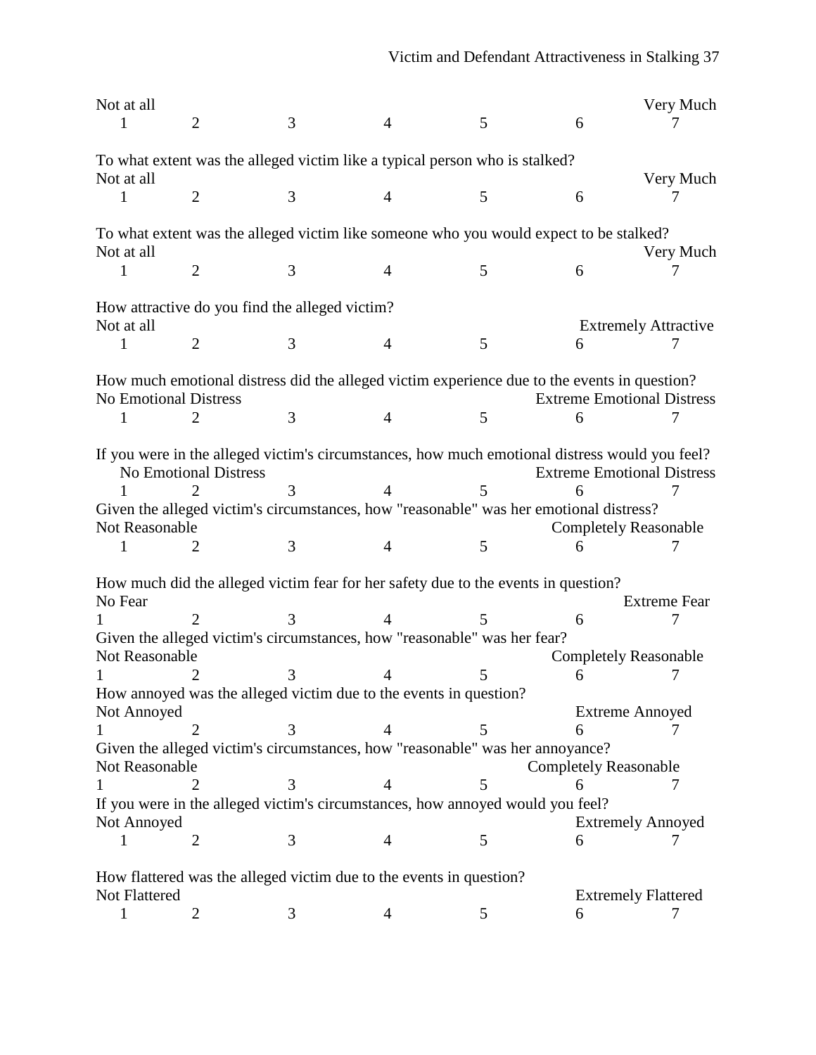Not at all Very Much

1 2 3 4 5 6 7

To what extent was the alleged victim like a typical person who is stalked?

Not at all Very Much

1 2 3 4 5 6 7

To what extent was the alleged victim like someone who you would expect to be stalked?

Not at all Very Much

1 2 3 4 5 6 7

How attractive do you find the alleged victim?

Not at all Extremely Attractive

1 2 3 4 5 6 7

How much emotional distress did the alleged victim experience due to the events in question?

No Emotional Distress Extreme Emotional Distress

1 2 3 4 5 6 7

If you were in the alleged victim's circumstances, how much emotional distress would you feel?

No Emotional Distress Extreme Emotional Distress

1 2 3 4 5 6 7

Given the alleged victim's circumstances, how "reasonable" was her emotional distress?

Not Reasonable Completely Reasonable

1 2 3 4 5 6 7

How much did the alleged victim fear for her safety due to the events in question?

No Fear Extreme Fear

1 2 3 4 5 6 7

Given the alleged victim's circumstances, how "reasonable" was her fear?

Not Reasonable Completely Reasonable

1 2 3 4 5 6 7

How annoyed was the alleged victim due to the events in question?

Not Annoyed Extreme Annoyed

1 2 3 4 5 6 7

Given the alleged victim's circumstances, how "reasonable" was her annoyance?

Not Reasonable Completely Reasonable

1 2 3 4 5 6 7

If you were in the alleged victim's circumstances, how annoyed would you feel?

Not Annoyed Extremely Annoyed

1 2 3 4 5 6 7

How flattered was the alleged victim due to the events in question?

Not Flattered Extremely Flattered

1 2 3 4 5 6 7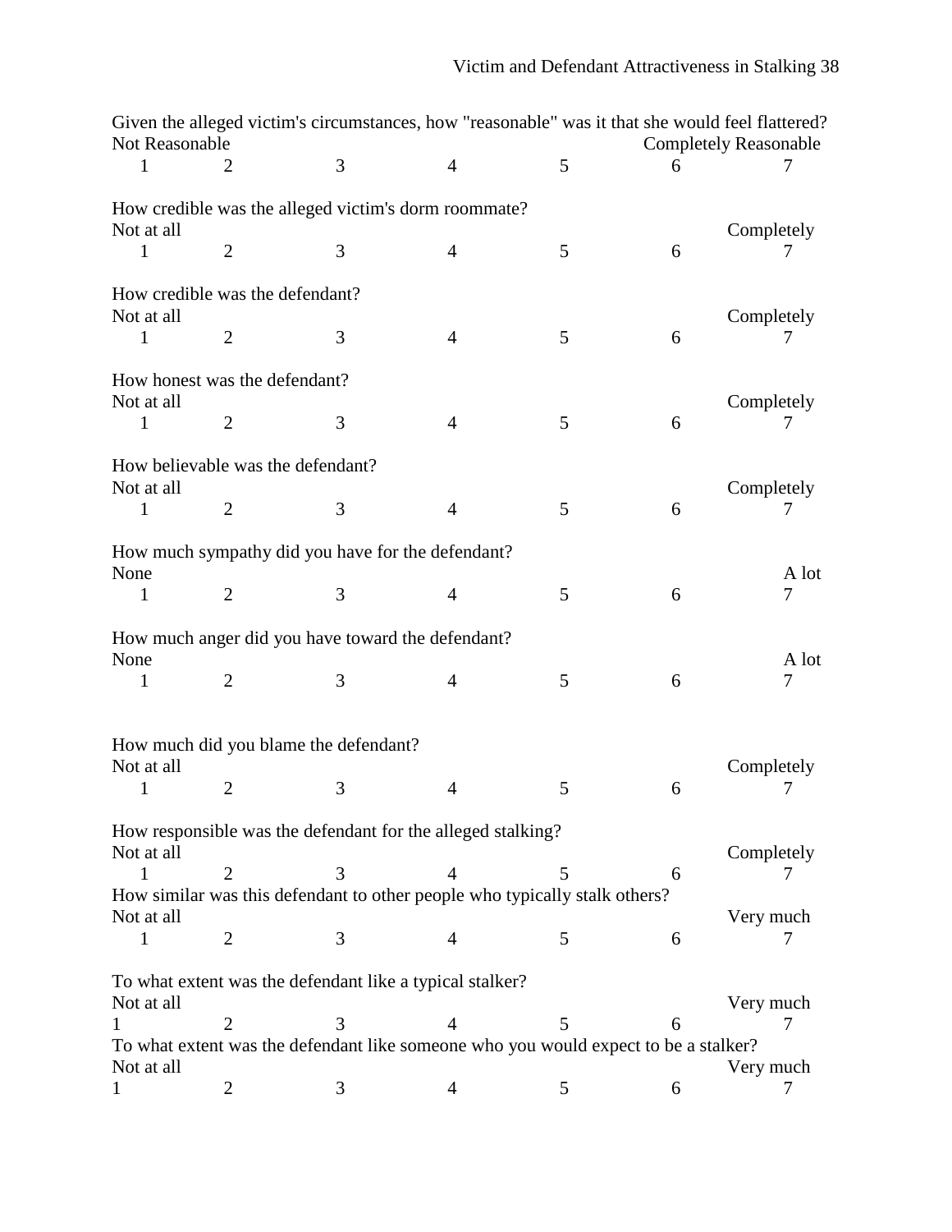Given the alleged victim's circumstances, how "reasonable" was it that she would feel flattered?

| Not Reasonable | | | | | | Completely Reasonable |
|---|---|---|---|---|---|---|
| 1 | 2 | 3 | 4 | 5 | 6 | 7 |

How credible was the alleged victim's dorm roommate?

| Not at all | | | | | | Completely |
|---|---|---|---|---|---|---|
| 1 | 2 | 3 | 4 | 5 | 6 | 7 |

How credible was the defendant?

| Not at all | | | | | | Completely |
|---|---|---|---|---|---|---|
| 1 | 2 | 3 | 4 | 5 | 6 | 7 |

How honest was the defendant?

| Not at all | | | | | | Completely |
|---|---|---|---|---|---|---|
| 1 | 2 | 3 | 4 | 5 | 6 | 7 |

How believable was the defendant?

| Not at all | | | | | | Completely |
|---|---|---|---|---|---|---|
| 1 | 2 | 3 | 4 | 5 | 6 | 7 |

How much sympathy did you have for the defendant?

| None | | | | | | A lot |
|---|---|---|---|---|---|---|
| 1 | 2 | 3 | 4 | 5 | 6 | 7 |

How much anger did you have toward the defendant?

| None | | | | | | A lot |
|---|---|---|---|---|---|---|
| 1 | 2 | 3 | 4 | 5 | 6 | 7 |

How much did you blame the defendant?

| Not at all | | | | | | Completely |
|---|---|---|---|---|---|---|
| 1 | 2 | 3 | 4 | 5 | 6 | 7 |

How responsible was the defendant for the alleged stalking?

| Not at all | | | | | | Completely |
|---|---|---|---|---|---|---|
| 1 | 2 | 3 | 4 | 5 | 6 | 7 |

How similar was this defendant to other people who typically stalk others?

| Not at all | | | | | | Very much |
|---|---|---|---|---|---|---|
| 1 | 2 | 3 | 4 | 5 | 6 | 7 |

To what extent was the defendant like a typical stalker?

| Not at all | | | | | | Very much |
|---|---|---|---|---|---|---|
| 1 | 2 | 3 | 4 | 5 | 6 | 7 |

To what extent was the defendant like someone who you would expect to be a stalker?

| Not at all | | | | | | Very much |
|---|---|---|---|---|---|---|
| 1 | 2 | 3 | 4 | 5 | 6 | 7 |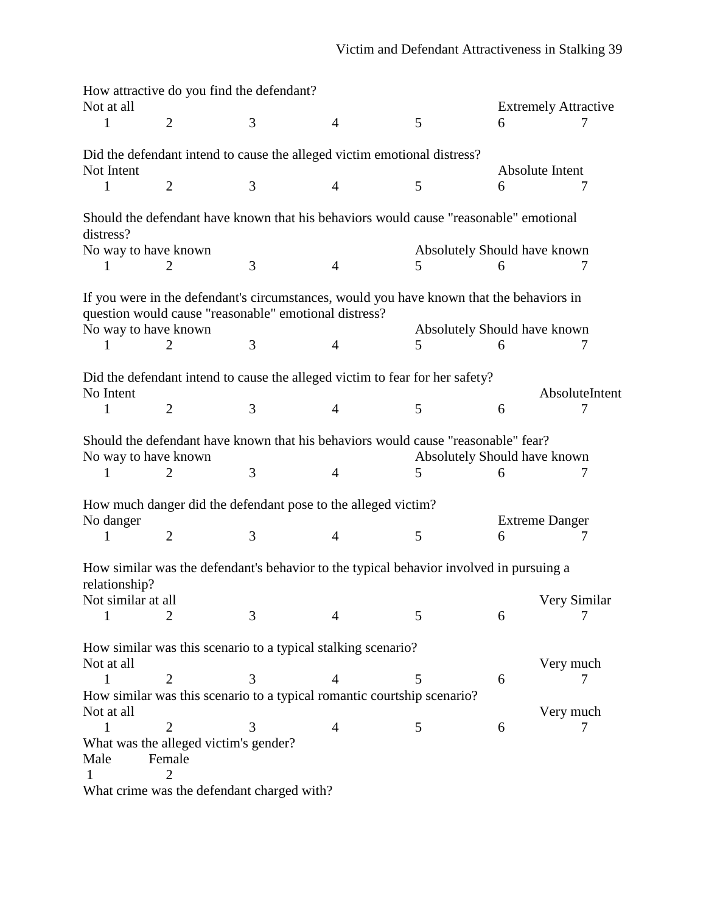How attractive do you find the defendant?

| Not at all | | | | | Extremely Attractive | |
|---|---|---|---|---|---|---|
| 1 | 2 | 3 | 4 | 5 | 6 | 7 |

Did the defendant intend to cause the alleged victim emotional distress?

| Not Intent | | | | | Absolute Intent | |
|---|---|---|---|---|---|---|
| 1 | 2 | 3 | 4 | 5 | 6 | 7 |

Should the defendant have known that his behaviors would cause "reasonable" emotional distress?

| No way to have known | | | | Absolutely Should have known | | |
|---|---|---|---|---|---|---|
| 1 | 2 | 3 | 4 | 5 | 6 | 7 |

If you were in the defendant's circumstances, would you have known that the behaviors in question would cause "reasonable" emotional distress?

| No way to have known | | | | Absolutely Should have known | | |
|---|---|---|---|---|---|---|
| 1 | 2 | 3 | 4 | 5 | 6 | 7 |

Did the defendant intend to cause the alleged victim to fear for her safety?

| No Intent | | | | | | AbsoluteIntent |
|---|---|---|---|---|---|---|
| 1 | 2 | 3 | 4 | 5 | 6 | 7 |

Should the defendant have known that his behaviors would cause "reasonable" fear?

| No way to have known | | | | Absolutely Should have known | | |
|---|---|---|---|---|---|---|
| 1 | 2 | 3 | 4 | 5 | 6 | 7 |

How much danger did the defendant pose to the alleged victim?

| No danger | | | | | Extreme Danger | |
|---|---|---|---|---|---|---|
| 1 | 2 | 3 | 4 | 5 | 6 | 7 |

How similar was the defendant's behavior to the typical behavior involved in pursuing a relationship?

| Not similar at all | | | | | | Very Similar |
|---|---|---|---|---|---|---|
| 1 | 2 | 3 | 4 | 5 | 6 | 7 |

How similar was this scenario to a typical stalking scenario?

| Not at all | | | | | | Very much |
|---|---|---|---|---|---|---|
| 1 | 2 | 3 | 4 | 5 | 6 | 7 |

How similar was this scenario to a typical romantic courtship scenario?

| Not at all | | | | | | Very much |
|---|---|---|---|---|---|---|
| 1 | 2 | 3 | 4 | 5 | 6 | 7 |

What was the alleged victim's gender?

| Male | Female |
|---|---|
| 1 | 2 |

What crime was the defendant charged with?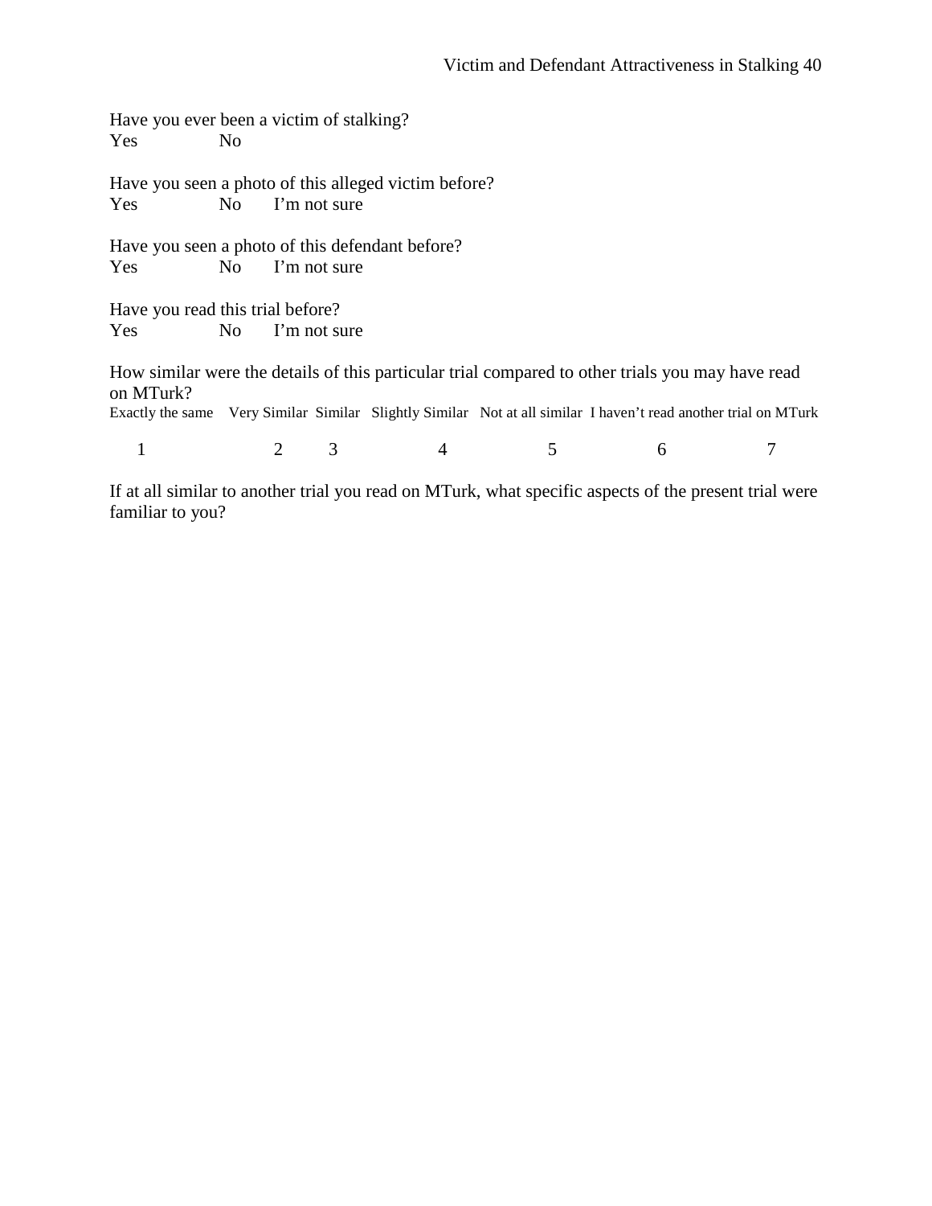Have you ever been a victim of stalking?
Yes No

Have you seen a photo of this alleged victim before?
Yes No I'm not sure

Have you seen a photo of this defendant before?
Yes No I'm not sure

Have you read this trial before?
Yes No I'm not sure

How similar were the details of this particular trial compared to other trials you may have read on MTurk?

| Exactly the same | | Very Similar | Similar | Slightly Similar | Not at all similar | I haven't read another trial on MTurk |
|---|---|---|---|---|---|---|
| 1 | 2 | 3 | 4 | 5 | 6 | 7 |

If at all similar to another trial you read on MTurk, what specific aspects of the present trial were familiar to you?